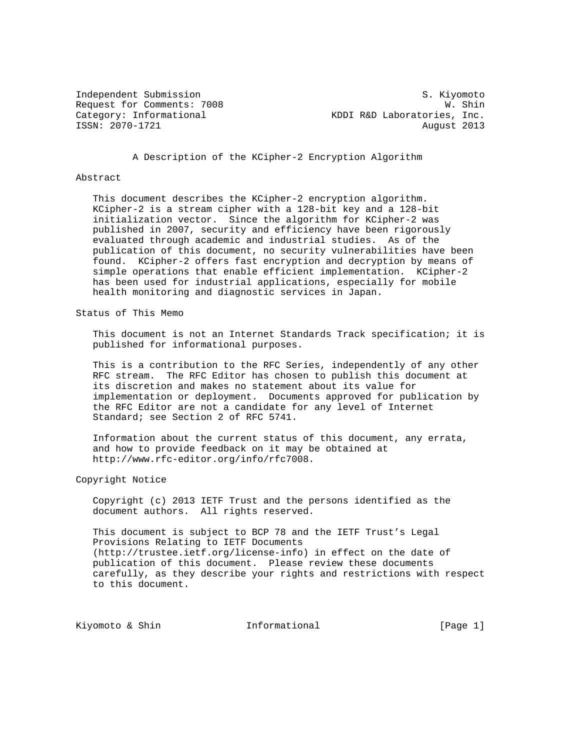Independent Submission S. Kiyomoto
Request for Comments: 7008 W. Shin
Category: Informational KDDI R&D Laboratories, Inc.
ISSN: 2070-1721 August 2013

# A Description of the KCipher-2 Encryption Algorithm

## Abstract

This document describes the KCipher-2 encryption algorithm. KCipher-2 is a stream cipher with a 128-bit key and a 128-bit initialization vector. Since the algorithm for KCipher-2 was published in 2007, security and efficiency have been rigorously evaluated through academic and industrial studies. As of the publication of this document, no security vulnerabilities have been found. KCipher-2 offers fast encryption and decryption by means of simple operations that enable efficient implementation. KCipher-2 has been used for industrial applications, especially for mobile health monitoring and diagnostic services in Japan.

## Status of This Memo

This document is not an Internet Standards Track specification; it is published for informational purposes.

This is a contribution to the RFC Series, independently of any other RFC stream. The RFC Editor has chosen to publish this document at its discretion and makes no statement about its value for implementation or deployment. Documents approved for publication by the RFC Editor are not a candidate for any level of Internet Standard; see Section 2 of RFC 5741.

Information about the current status of this document, any errata, and how to provide feedback on it may be obtained at http://www.rfc-editor.org/info/rfc7008.

## Copyright Notice

Copyright (c) 2013 IETF Trust and the persons identified as the document authors. All rights reserved.

This document is subject to BCP 78 and the IETF Trust's Legal Provisions Relating to IETF Documents (http://trustee.ietf.org/license-info) in effect on the date of publication of this document. Please review these documents carefully, as they describe your rights and restrictions with respect to this document.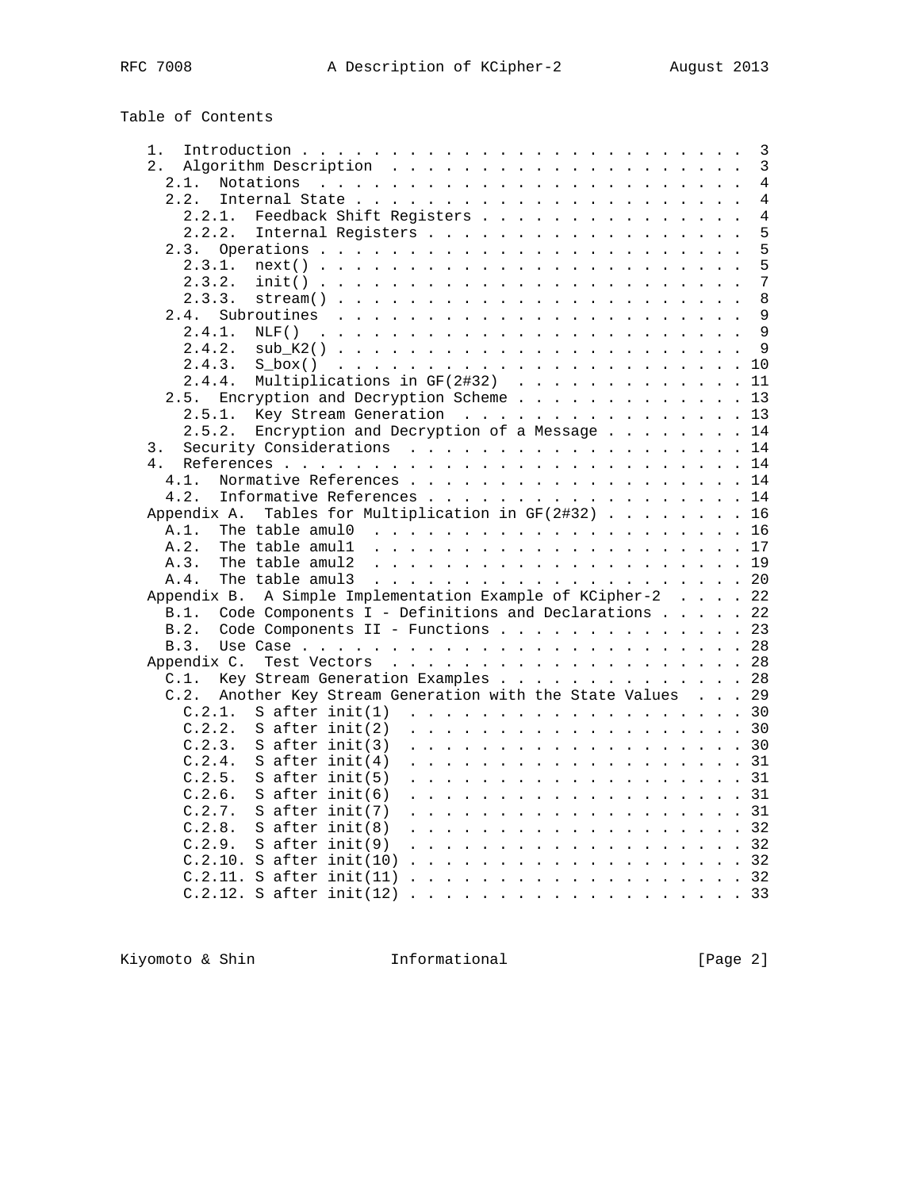## Table of Contents

```
   1.  Introduction . . . . . . . . . . . . . . . . . . . . . . . . .   3
   2.  Algorithm Description  . . . . . . . . . . . . . . . . . . . .   3
     2.1.  Notations  . . . . . . . . . . . . . . . . . . . . . . . .   4
     2.2.  Internal State . . . . . . . . . . . . . . . . . . . . . .   4
       2.2.1.  Feedback Shift Registers . . . . . . . . . . . . . . .   4
       2.2.2.  Internal Registers . . . . . . . . . . . . . . . . . .   5
     2.3.  Operations . . . . . . . . . . . . . . . . . . . . . . . .   5
       2.3.1.  next() . . . . . . . . . . . . . . . . . . . . . . . .   5
       2.3.2.  init() . . . . . . . . . . . . . . . . . . . . . . . .   7
       2.3.3.  stream() . . . . . . . . . . . . . . . . . . . . . . .   8
     2.4.  Subroutines  . . . . . . . . . . . . . . . . . . . . . . .   9
       2.4.1.  NLF()  . . . . . . . . . . . . . . . . . . . . . . . .   9
       2.4.2.  sub_K2() . . . . . . . . . . . . . . . . . . . . . . .   9
       2.4.3.  S_box()  . . . . . . . . . . . . . . . . . . . . . . .  10
       2.4.4.  Multiplications in GF(2#32)  . . . . . . . . . . . . .  11
     2.5.  Encryption and Decryption Scheme . . . . . . . . . . . . .  13
       2.5.1.  Key Stream Generation  . . . . . . . . . . . . . . . .  13
       2.5.2.  Encryption and Decryption of a Message . . . . . . . .  14
   3.  Security Considerations  . . . . . . . . . . . . . . . . . . .  14
   4.  References . . . . . . . . . . . . . . . . . . . . . . . . . .  14
     4.1.  Normative References . . . . . . . . . . . . . . . . . . .  14
     4.2.  Informative References . . . . . . . . . . . . . . . . . .  14
   Appendix A.  Tables for Multiplication in GF(2#32) . . . . . . . .  16
     A.1.  The table amul0  . . . . . . . . . . . . . . . . . . . . .  16
     A.2.  The table amul1  . . . . . . . . . . . . . . . . . . . . .  17
     A.3.  The table amul2  . . . . . . . . . . . . . . . . . . . . .  19
     A.4.  The table amul3  . . . . . . . . . . . . . . . . . . . . .  20
   Appendix B.  A Simple Implementation Example of KCipher-2  . . . .  22
     B.1.  Code Components I - Definitions and Declarations . . . . .  22
     B.2.  Code Components II - Functions . . . . . . . . . . . . . .  23
     B.3.  Use Case . . . . . . . . . . . . . . . . . . . . . . . . .  28
   Appendix C.  Test Vectors  . . . . . . . . . . . . . . . . . . . .  28
     C.1.  Key Stream Generation Examples . . . . . . . . . . . . . .  28
     C.2.  Another Key Stream Generation with the State Values  . . .  29
       C.2.1.  S after init(1)  . . . . . . . . . . . . . . . . . . .  30
       C.2.2.  S after init(2)  . . . . . . . . . . . . . . . . . . .  30
       C.2.3.  S after init(3)  . . . . . . . . . . . . . . . . . . .  30
       C.2.4.  S after init(4)  . . . . . . . . . . . . . . . . . . .  31
       C.2.5.  S after init(5)  . . . . . . . . . . . . . . . . . . .  31
       C.2.6.  S after init(6)  . . . . . . . . . . . . . . . . . . .  31
       C.2.7.  S after init(7)  . . . . . . . . . . . . . . . . . . .  31
       C.2.8.  S after init(8)  . . . . . . . . . . . . . . . . . . .  32
       C.2.9.  S after init(9)  . . . . . . . . . . . . . . . . . . .  32
       C.2.10. S after init(10) . . . . . . . . . . . . . . . . . . .  32
       C.2.11. S after init(11) . . . . . . . . . . . . . . . . . . .  32
       C.2.12. S after init(12) . . . . . . . . . . . . . . . . . . .  33
```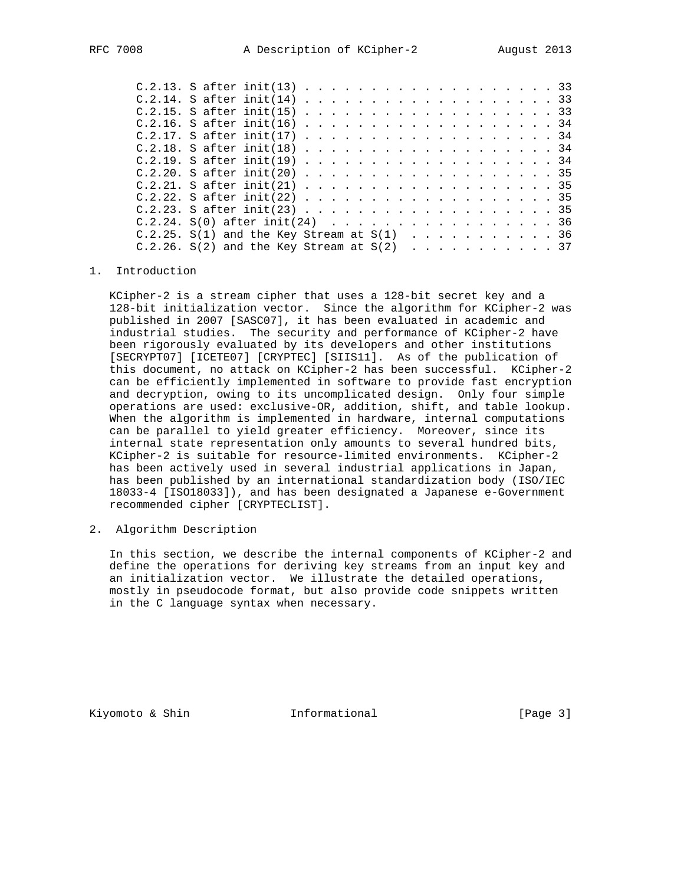C.2.13. S after init(13) . . . . . . . . . . . . . . . . . . . . 33
C.2.14. S after init(14) . . . . . . . . . . . . . . . . . . . . 33
C.2.15. S after init(15) . . . . . . . . . . . . . . . . . . . . 33
C.2.16. S after init(16) . . . . . . . . . . . . . . . . . . . . 34
C.2.17. S after init(17) . . . . . . . . . . . . . . . . . . . . 34
C.2.18. S after init(18) . . . . . . . . . . . . . . . . . . . . 34
C.2.19. S after init(19) . . . . . . . . . . . . . . . . . . . . 34
C.2.20. S after init(20) . . . . . . . . . . . . . . . . . . . . 35
C.2.21. S after init(21) . . . . . . . . . . . . . . . . . . . . 35
C.2.22. S after init(22) . . . . . . . . . . . . . . . . . . . . 35
C.2.23. S after init(23) . . . . . . . . . . . . . . . . . . . . 35
C.2.24. S(0) after init(24) . . . . . . . . . . . . . . . . . . 36
C.2.25. S(1) and the Key Stream at S(1) . . . . . . . . . . . . 36
C.2.26. S(2) and the Key Stream at S(2) . . . . . . . . . . . . 37

# 1. Introduction

KCipher-2 is a stream cipher that uses a 128-bit secret key and a 128-bit initialization vector. Since the algorithm for KCipher-2 was published in 2007 [SASC07], it has been evaluated in academic and industrial studies. The security and performance of KCipher-2 have been rigorously evaluated by its developers and other institutions [SECRYPT07] [ICETE07] [CRYPTEC] [SIIS11]. As of the publication of this document, no attack on KCipher-2 has been successful. KCipher-2 can be efficiently implemented in software to provide fast encryption and decryption, owing to its uncomplicated design. Only four simple operations are used: exclusive-OR, addition, shift, and table lookup. When the algorithm is implemented in hardware, internal computations can be parallel to yield greater efficiency. Moreover, since its internal state representation only amounts to several hundred bits, KCipher-2 is suitable for resource-limited environments. KCipher-2 has been actively used in several industrial applications in Japan, has been published by an international standardization body (ISO/IEC 18033-4 [ISO18033]), and has been designated a Japanese e-Government recommended cipher [CRYPTECLIST].

# 2. Algorithm Description

In this section, we describe the internal components of KCipher-2 and define the operations for deriving key streams from an input key and an initialization vector. We illustrate the detailed operations, mostly in pseudocode format, but also provide code snippets written in the C language syntax when necessary.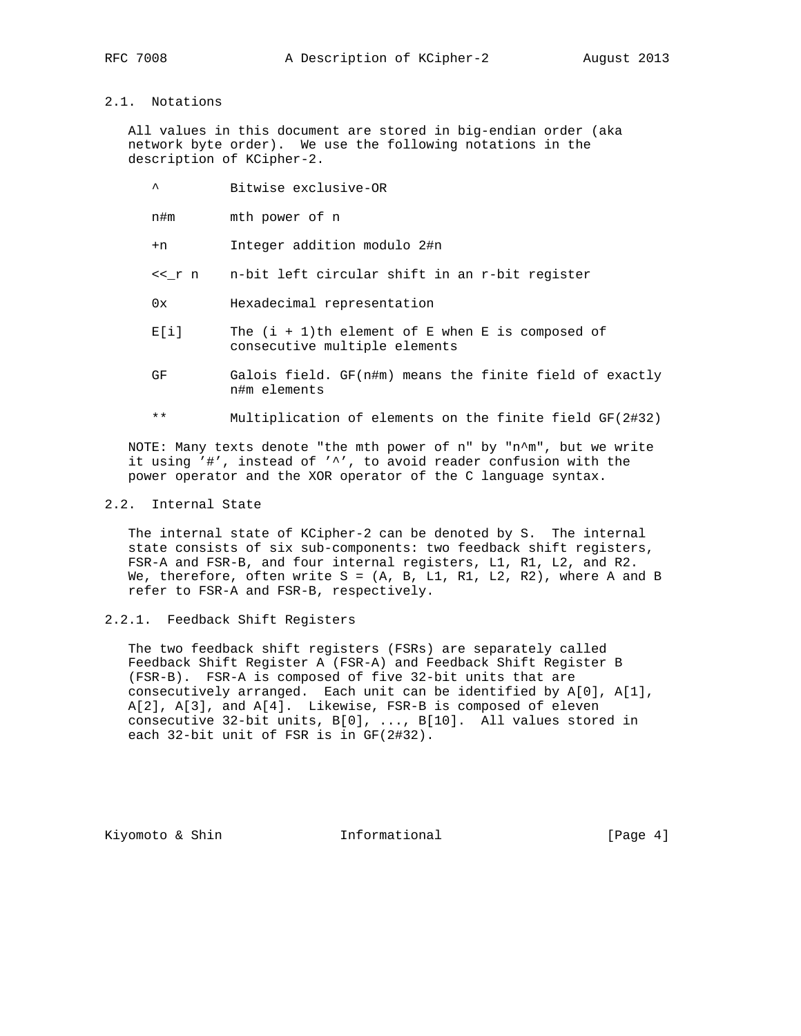## 2.1. Notations

All values in this document are stored in big-endian order (aka network byte order). We use the following notations in the description of KCipher-2.

| | |
|---|---|
| ^ | Bitwise exclusive-OR |
| n#m | mth power of n |
| +n | Integer addition modulo 2#n |
| <<_r n | n-bit left circular shift in an r-bit register |
| 0x | Hexadecimal representation |
| E[i] | The (i + 1)th element of E when E is composed of consecutive multiple elements |
| GF | Galois field. GF(n#m) means the finite field of exactly n#m elements |
| ** | Multiplication of elements on the finite field GF(2#32) |

NOTE: Many texts denote "the mth power of n" by "n^m", but we write it using '#', instead of '^', to avoid reader confusion with the power operator and the XOR operator of the C language syntax.

## 2.2. Internal State

The internal state of KCipher-2 can be denoted by S. The internal state consists of six sub-components: two feedback shift registers, FSR-A and FSR-B, and four internal registers, L1, R1, L2, and R2. We, therefore, often write S = (A, B, L1, R1, L2, R2), where A and B refer to FSR-A and FSR-B, respectively.

### 2.2.1. Feedback Shift Registers

The two feedback shift registers (FSRs) are separately called Feedback Shift Register A (FSR-A) and Feedback Shift Register B (FSR-B). FSR-A is composed of five 32-bit units that are consecutively arranged. Each unit can be identified by A[0], A[1], A[2], A[3], and A[4]. Likewise, FSR-B is composed of eleven consecutive 32-bit units, B[0], ..., B[10]. All values stored in each 32-bit unit of FSR is in GF(2#32).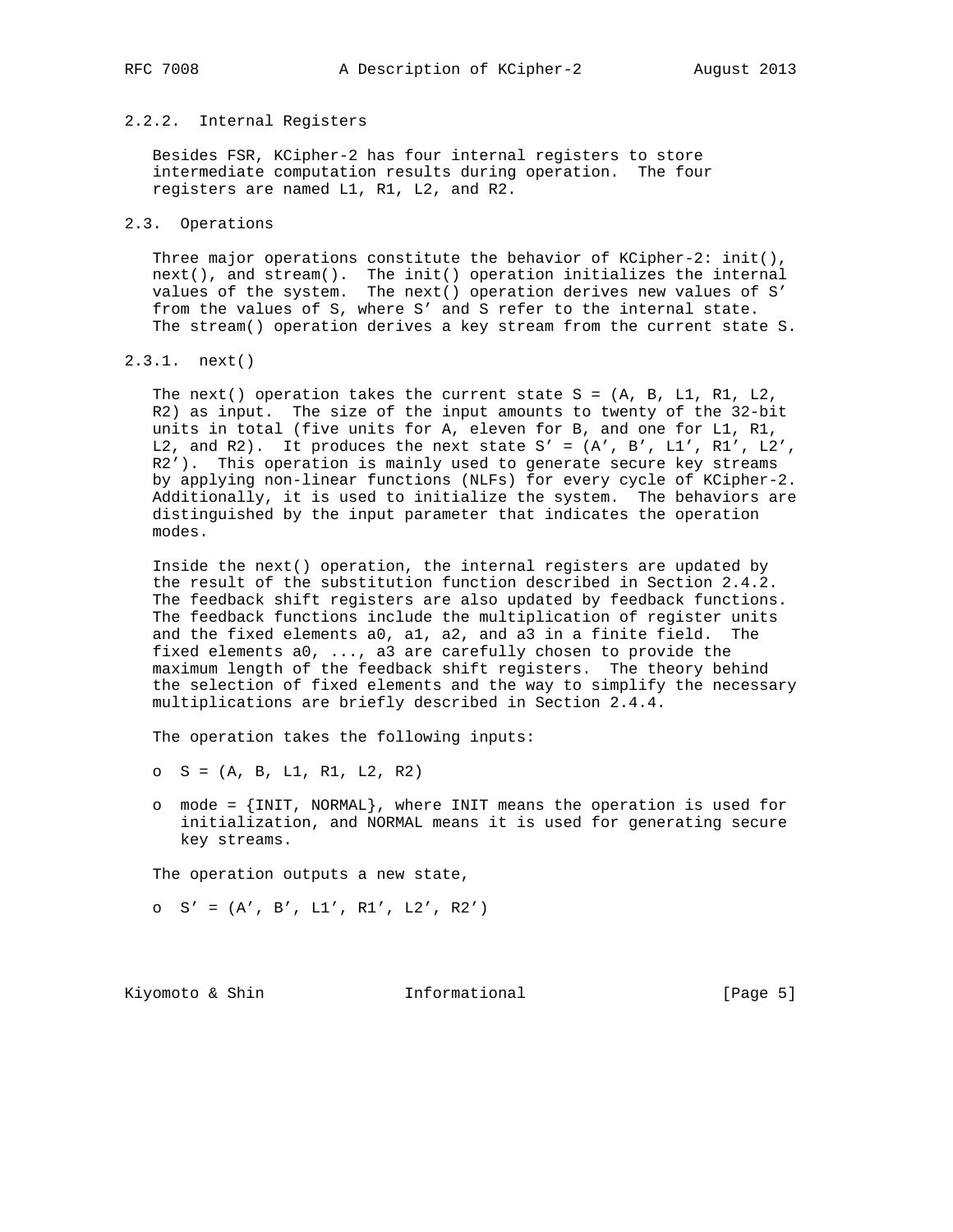### 2.2.2. Internal Registers

Besides FSR, KCipher-2 has four internal registers to store intermediate computation results during operation. The four registers are named L1, R1, L2, and R2.

## 2.3. Operations

Three major operations constitute the behavior of KCipher-2: init(), next(), and stream(). The init() operation initializes the internal values of the system. The next() operation derives new values of S' from the values of S, where S' and S refer to the internal state. The stream() operation derives a key stream from the current state S.

### 2.3.1. next()

The next() operation takes the current state S = (A, B, L1, R1, L2, R2) as input. The size of the input amounts to twenty of the 32-bit units in total (five units for A, eleven for B, and one for L1, R1, L2, and R2). It produces the next state S' = (A', B', L1', R1', L2', R2'). This operation is mainly used to generate secure key streams by applying non-linear functions (NLFs) for every cycle of KCipher-2. Additionally, it is used to initialize the system. The behaviors are distinguished by the input parameter that indicates the operation modes.

Inside the next() operation, the internal registers are updated by the result of the substitution function described in Section 2.4.2. The feedback shift registers are also updated by feedback functions. The feedback functions include the multiplication of register units and the fixed elements a0, a1, a2, and a3 in a finite field. The fixed elements a0, ..., a3 are carefully chosen to provide the maximum length of the feedback shift registers. The theory behind the selection of fixed elements and the way to simplify the necessary multiplications are briefly described in Section 2.4.4.

The operation takes the following inputs:

- S = (A, B, L1, R1, L2, R2)
- mode = {INIT, NORMAL}, where INIT means the operation is used for initialization, and NORMAL means it is used for generating secure key streams.

The operation outputs a new state,

- S' = (A', B', L1', R1', L2', R2')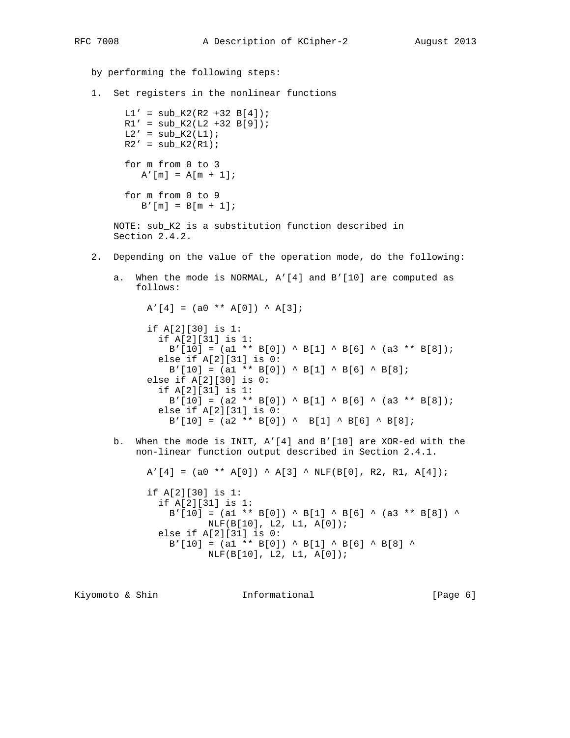by performing the following steps:

1. Set registers in the nonlinear functions

```
L1' = sub_K2(R2 +32 B[4]);
R1' = sub_K2(L2 +32 B[9]);
L2' = sub_K2(L1);
R2' = sub_K2(R1);

for m from 0 to 3
   A'[m] = A[m + 1];

for m from 0 to 9
   B'[m] = B[m + 1];
```

   NOTE: sub_K2 is a substitution function described in Section 2.4.2.

2. Depending on the value of the operation mode, do the following:

   a. When the mode is NORMAL, A'[4] and B'[10] are computed as follows:

```
A'[4] = (a0 ** A[0]) ^ A[3];

if A[2][30] is 1:
  if A[2][31] is 1:
    B'[10] = (a1 ** B[0]) ^ B[1] ^ B[6] ^ (a3 ** B[8]);
  else if A[2][31] is 0:
    B'[10] = (a1 ** B[0]) ^ B[1] ^ B[6] ^ B[8];
else if A[2][30] is 0:
  if A[2][31] is 1:
    B'[10] = (a2 ** B[0]) ^ B[1] ^ B[6] ^ (a3 ** B[8]);
  else if A[2][31] is 0:
    B'[10] = (a2 ** B[0]) ^  B[1] ^ B[6] ^ B[8];
```

   b. When the mode is INIT, A'[4] and B'[10] are XOR-ed with the non-linear function output described in Section 2.4.1.

```
A'[4] = (a0 ** A[0]) ^ A[3] ^ NLF(B[0], R2, R1, A[4]);

if A[2][30] is 1:
  if A[2][31] is 1:
    B'[10] = (a1 ** B[0]) ^ B[1] ^ B[6] ^ (a3 ** B[8]) ^
             NLF(B[10], L2, L1, A[0]);
  else if A[2][31] is 0:
    B'[10] = (a1 ** B[0]) ^ B[1] ^ B[6] ^ B[8] ^
             NLF(B[10], L2, L1, A[0]);
```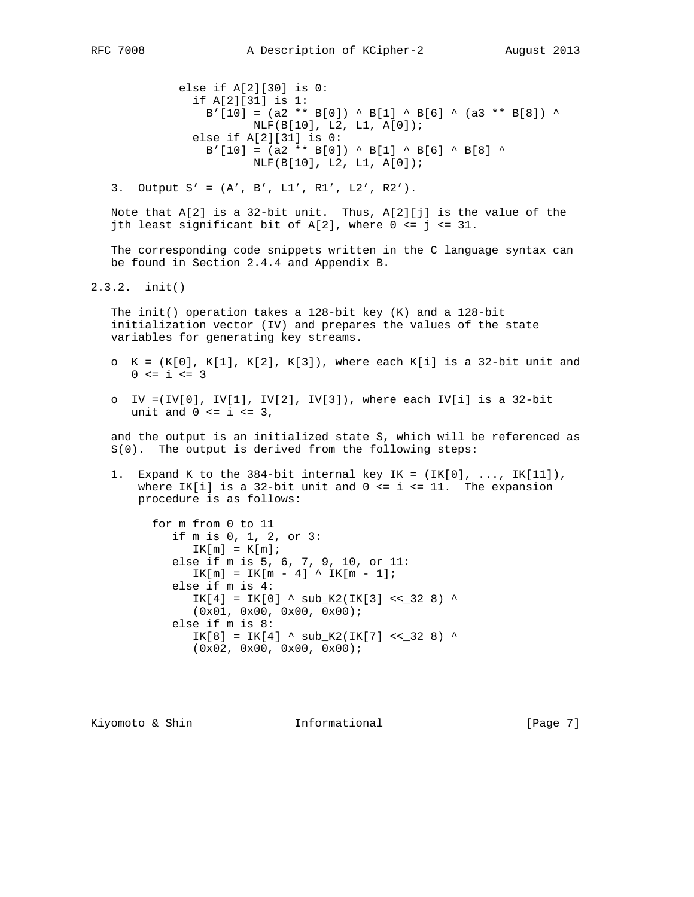```
        else if A[2][30] is 0:
          if A[2][31] is 1:
            B'[10] = (a2 ** B[0]) ^ B[1] ^ B[6] ^ (a3 ** B[8]) ^
                     NLF(B[10], L2, L1, A[0]);
          else if A[2][31] is 0:
            B'[10] = (a2 ** B[0]) ^ B[1] ^ B[6] ^ B[8] ^
                     NLF(B[10], L2, L1, A[0]);
```

3. Output S' = (A', B', L1', R1', L2', R2').

Note that A[2] is a 32-bit unit. Thus, A[2][j] is the value of the jth least significant bit of A[2], where 0 <= j <= 31.

The corresponding code snippets written in the C language syntax can be found in Section 2.4.4 and Appendix B.

### 2.3.2. init()

The init() operation takes a 128-bit key (K) and a 128-bit initialization vector (IV) and prepares the values of the state variables for generating key streams.

- K = (K[0], K[1], K[2], K[3]), where each K[i] is a 32-bit unit and 0 <= i <= 3
- IV =(IV[0], IV[1], IV[2], IV[3]), where each IV[i] is a 32-bit unit and 0 <= i <= 3,

and the output is an initialized state S, which will be referenced as S(0). The output is derived from the following steps:

1. Expand K to the 384-bit internal key IK = (IK[0], ..., IK[11]), where IK[i] is a 32-bit unit and 0 <= i <= 11. The expansion procedure is as follows:

```
     for m from 0 to 11
        if m is 0, 1, 2, or 3:
           IK[m] = K[m];
        else if m is 5, 6, 7, 9, 10, or 11:
           IK[m] = IK[m - 4] ^ IK[m - 1];
        else if m is 4:
           IK[4] = IK[0] ^ sub_K2(IK[3] <<_32 8) ^
           (0x01, 0x00, 0x00, 0x00);
        else if m is 8:
           IK[8] = IK[4] ^ sub_K2(IK[7] <<_32 8) ^
           (0x02, 0x00, 0x00, 0x00);
```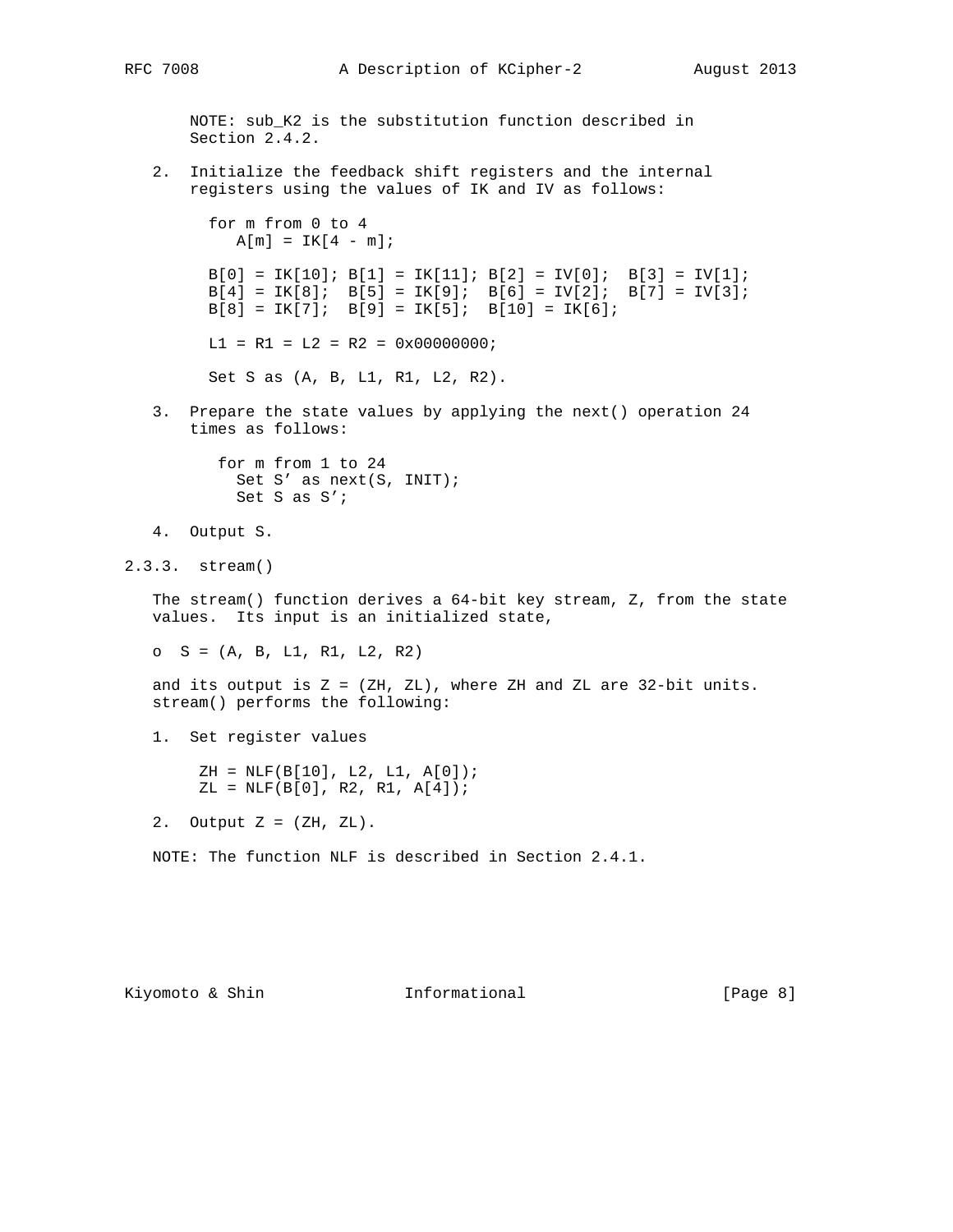NOTE: sub_K2 is the substitution function described in Section 2.4.2.

2. Initialize the feedback shift registers and the internal registers using the values of IK and IV as follows:

```
for m from 0 to 4
   A[m] = IK[4 - m];

B[0] = IK[10]; B[1] = IK[11]; B[2] = IV[0];  B[3] = IV[1];
B[4] = IK[8];  B[5] = IK[9];  B[6] = IV[2];  B[7] = IV[3];
B[8] = IK[7];  B[9] = IK[5];  B[10] = IK[6];

L1 = R1 = L2 = R2 = 0x00000000;

Set S as (A, B, L1, R1, L2, R2).
```

3. Prepare the state values by applying the next() operation 24 times as follows:

```
 for m from 1 to 24
   Set S' as next(S, INIT);
   Set S as S';
```

4. Output S.

### 2.3.3. stream()

The stream() function derives a 64-bit key stream, Z, from the state values. Its input is an initialized state,

- S = (A, B, L1, R1, L2, R2)

and its output is Z = (ZH, ZL), where ZH and ZL are 32-bit units. stream() performs the following:

1. Set register values

```
ZH = NLF(B[10], L2, L1, A[0]);
ZL = NLF(B[0], R2, R1, A[4]);
```

2. Output Z = (ZH, ZL).

NOTE: The function NLF is described in Section 2.4.1.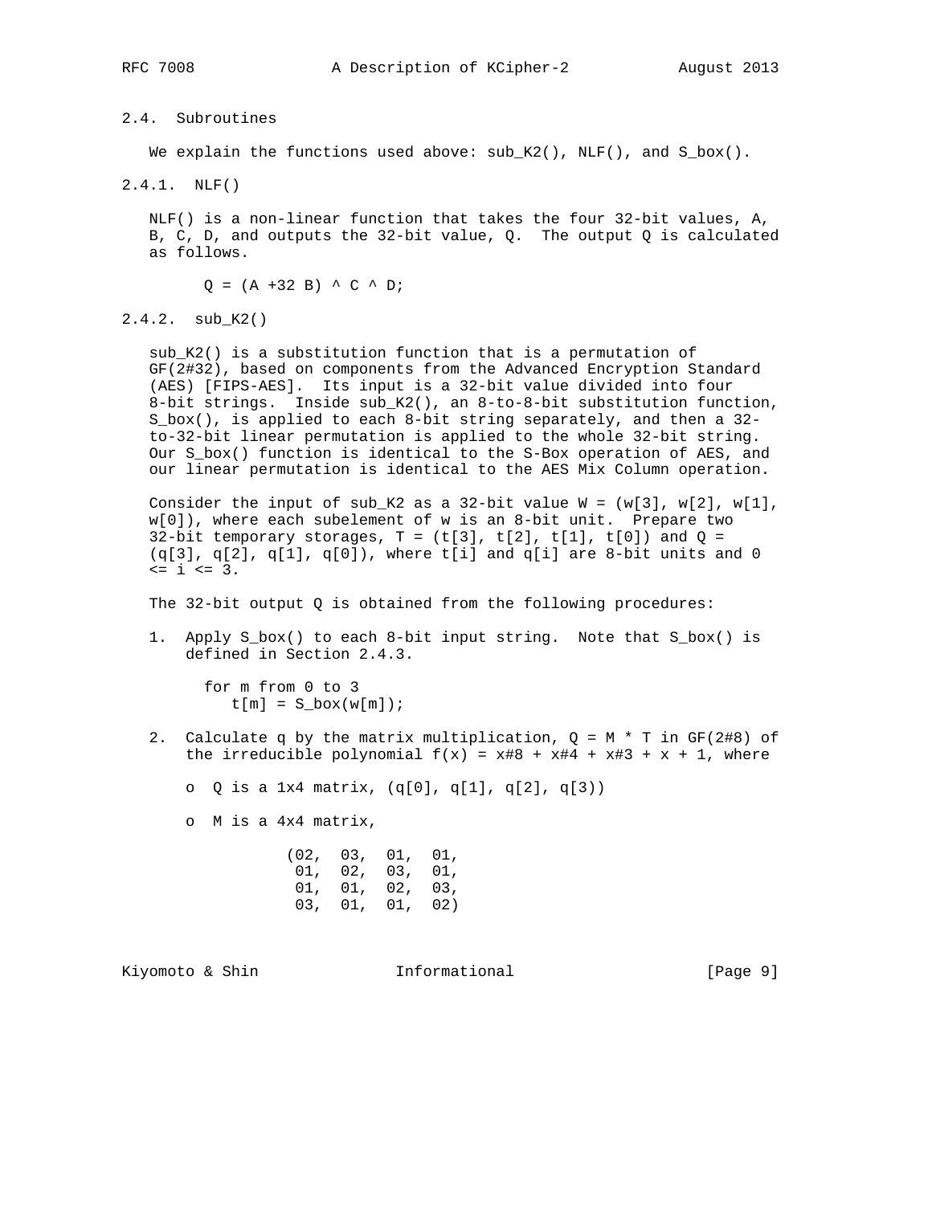## 2.4. Subroutines

We explain the functions used above: sub_K2(), NLF(), and S_box().

### 2.4.1. NLF()

NLF() is a non-linear function that takes the four 32-bit values, A, B, C, D, and outputs the 32-bit value, Q. The output Q is calculated as follows.

```
Q = (A +32 B) ^ C ^ D;
```

### 2.4.2. sub_K2()

sub_K2() is a substitution function that is a permutation of GF(2#32), based on components from the Advanced Encryption Standard (AES) [FIPS-AES]. Its input is a 32-bit value divided into four 8-bit strings. Inside sub_K2(), an 8-to-8-bit substitution function, S_box(), is applied to each 8-bit string separately, and then a 32-to-32-bit linear permutation is applied to the whole 32-bit string. Our S_box() function is identical to the S-Box operation of AES, and our linear permutation is identical to the AES Mix Column operation.

Consider the input of sub_K2 as a 32-bit value W = (w[3], w[2], w[1], w[0]), where each subelement of w is an 8-bit unit. Prepare two 32-bit temporary storages, T = (t[3], t[2], t[1], t[0]) and Q = (q[3], q[2], q[1], q[0]), where t[i] and q[i] are 8-bit units and 0 <= i <= 3.

The 32-bit output Q is obtained from the following procedures:

1. Apply S_box() to each 8-bit input string. Note that S_box() is defined in Section 2.4.3.

   ```
   for m from 0 to 3
      t[m] = S_box(w[m]);
   ```

2. Calculate q by the matrix multiplication, Q = M * T in GF(2#8) of the irreducible polynomial f(x) = x#8 + x#4 + x#3 + x + 1, where

   - Q is a 1x4 matrix, (q[0], q[1], q[2], q[3])

   - M is a 4x4 matrix,

     ```
     (02,  03,  01,  01,
      01,  02,  03,  01,
      01,  01,  02,  03,
      03,  01,  01,  02)
     ```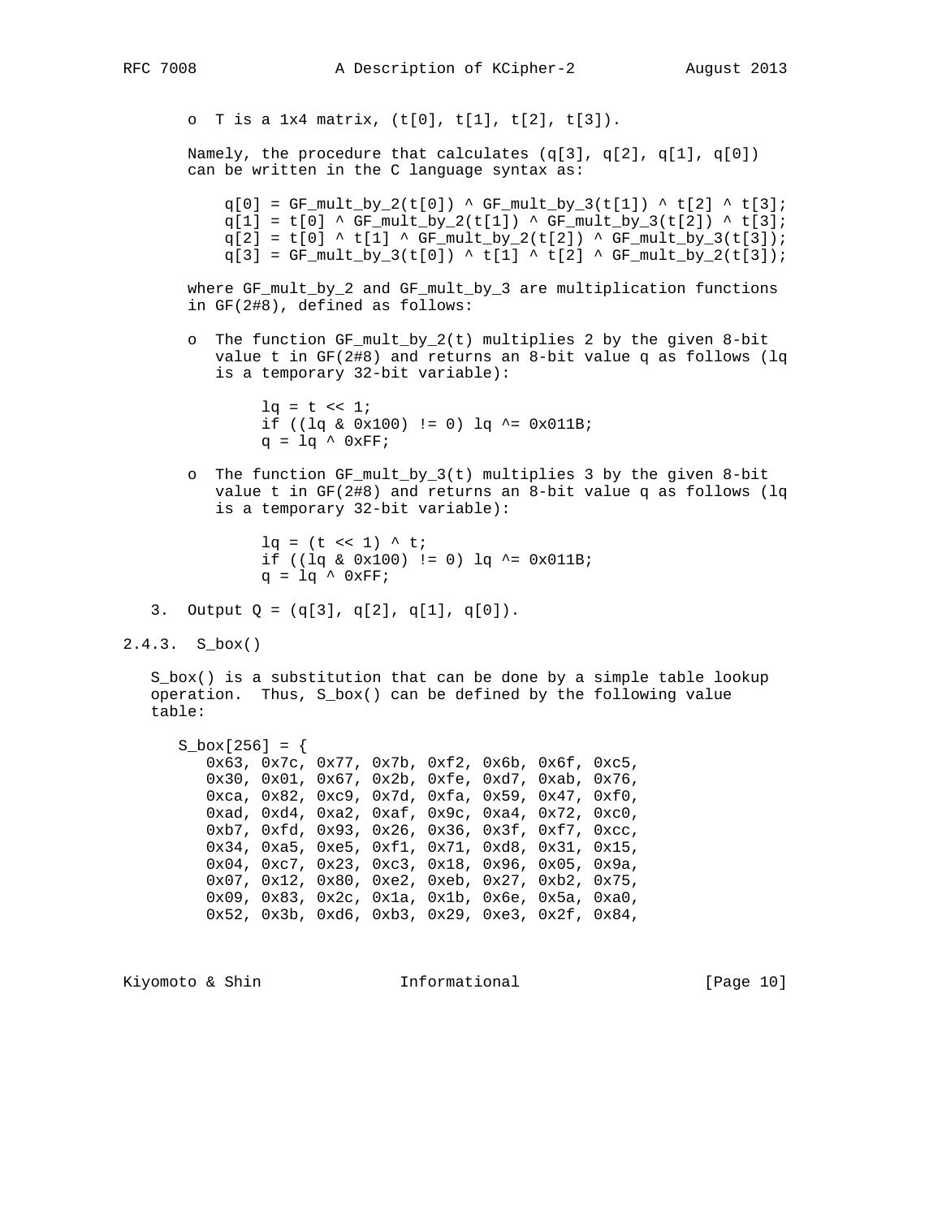o T is a 1x4 matrix, (t[0], t[1], t[2], t[3]).

Namely, the procedure that calculates (q[3], q[2], q[1], q[0]) can be written in the C language syntax as:

```
q[0] = GF_mult_by_2(t[0]) ^ GF_mult_by_3(t[1]) ^ t[2] ^ t[3];
q[1] = t[0] ^ GF_mult_by_2(t[1]) ^ GF_mult_by_3(t[2]) ^ t[3];
q[2] = t[0] ^ t[1] ^ GF_mult_by_2(t[2]) ^ GF_mult_by_3(t[3]);
q[3] = GF_mult_by_3(t[0]) ^ t[1] ^ t[2] ^ GF_mult_by_2(t[3]);
```

where GF_mult_by_2 and GF_mult_by_3 are multiplication functions in GF(2#8), defined as follows:

o The function GF_mult_by_2(t) multiplies 2 by the given 8-bit value t in GF(2#8) and returns an 8-bit value q as follows (lq is a temporary 32-bit variable):

```
lq = t << 1;
if ((lq & 0x100) != 0) lq ^= 0x011B;
q = lq ^ 0xFF;
```

o The function GF_mult_by_3(t) multiplies 3 by the given 8-bit value t in GF(2#8) and returns an 8-bit value q as follows (lq is a temporary 32-bit variable):

```
lq = (t << 1) ^ t;
if ((lq & 0x100) != 0) lq ^= 0x011B;
q = lq ^ 0xFF;
```

3. Output Q = (q[3], q[2], q[1], q[0]).

### 2.4.3. S_box()

S_box() is a substitution that can be done by a simple table lookup operation. Thus, S_box() can be defined by the following value table:

```
S_box[256] = {
   0x63, 0x7c, 0x77, 0x7b, 0xf2, 0x6b, 0x6f, 0xc5,
   0x30, 0x01, 0x67, 0x2b, 0xfe, 0xd7, 0xab, 0x76,
   0xca, 0x82, 0xc9, 0x7d, 0xfa, 0x59, 0x47, 0xf0,
   0xad, 0xd4, 0xa2, 0xaf, 0x9c, 0xa4, 0x72, 0xc0,
   0xb7, 0xfd, 0x93, 0x26, 0x36, 0x3f, 0xf7, 0xcc,
   0x34, 0xa5, 0xe5, 0xf1, 0x71, 0xd8, 0x31, 0x15,
   0x04, 0xc7, 0x23, 0xc3, 0x18, 0x96, 0x05, 0x9a,
   0x07, 0x12, 0x80, 0xe2, 0xeb, 0x27, 0xb2, 0x75,
   0x09, 0x83, 0x2c, 0x1a, 0x1b, 0x6e, 0x5a, 0xa0,
   0x52, 0x3b, 0xd6, 0xb3, 0x29, 0xe3, 0x2f, 0x84,
```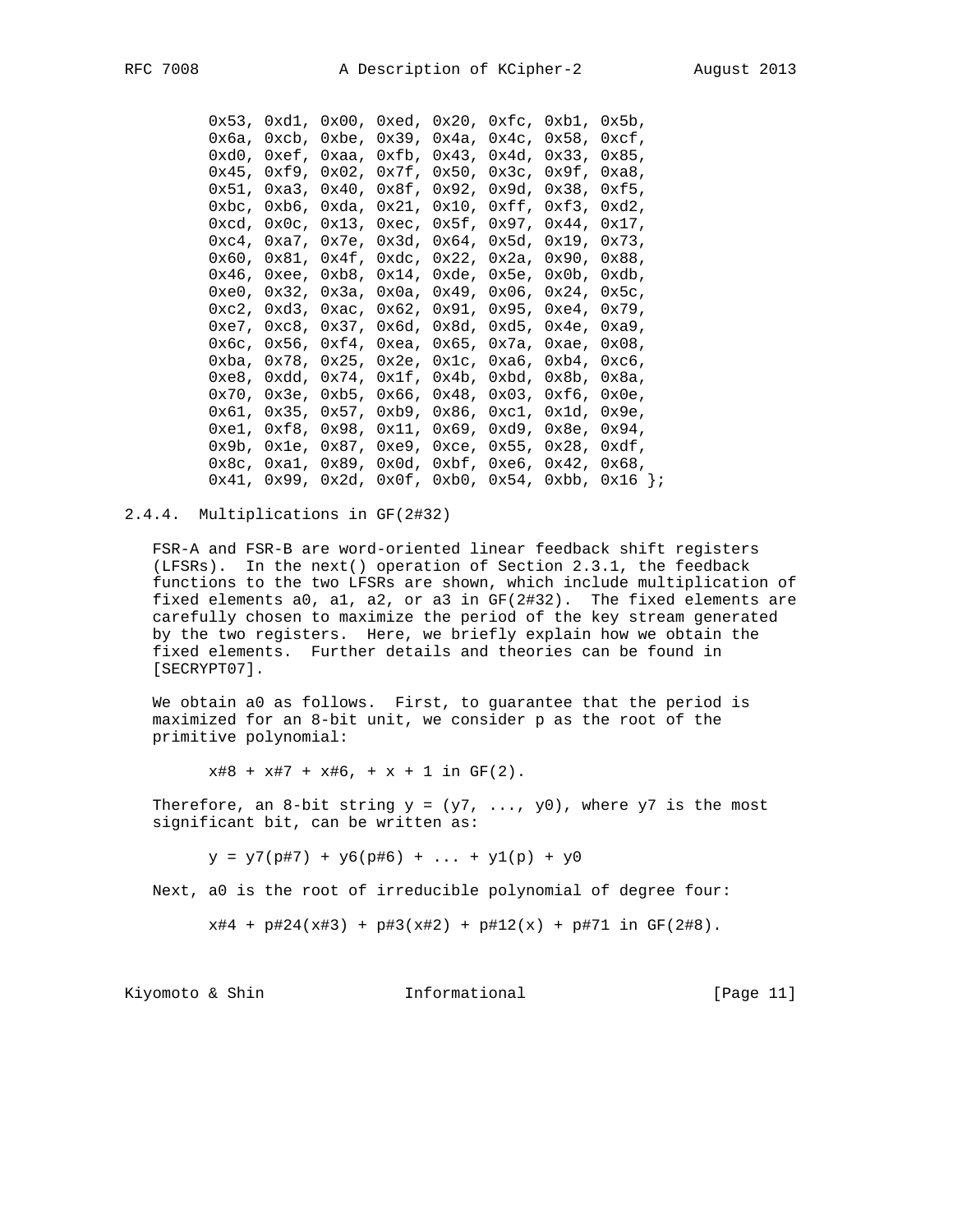```
0x53, 0xd1, 0x00, 0xed, 0x20, 0xfc, 0xb1, 0x5b,
0x6a, 0xcb, 0xbe, 0x39, 0x4a, 0x4c, 0x58, 0xcf,
0xd0, 0xef, 0xaa, 0xfb, 0x43, 0x4d, 0x33, 0x85,
0x45, 0xf9, 0x02, 0x7f, 0x50, 0x3c, 0x9f, 0xa8,
0x51, 0xa3, 0x40, 0x8f, 0x92, 0x9d, 0x38, 0xf5,
0xbc, 0xb6, 0xda, 0x21, 0x10, 0xff, 0xf3, 0xd2,
0xcd, 0x0c, 0x13, 0xec, 0x5f, 0x97, 0x44, 0x17,
0xc4, 0xa7, 0x7e, 0x3d, 0x64, 0x5d, 0x19, 0x73,
0x60, 0x81, 0x4f, 0xdc, 0x22, 0x2a, 0x90, 0x88,
0x46, 0xee, 0xb8, 0x14, 0xde, 0x5e, 0x0b, 0xdb,
0xe0, 0x32, 0x3a, 0x0a, 0x49, 0x06, 0x24, 0x5c,
0xc2, 0xd3, 0xac, 0x62, 0x91, 0x95, 0xe4, 0x79,
0xe7, 0xc8, 0x37, 0x6d, 0x8d, 0xd5, 0x4e, 0xa9,
0x6c, 0x56, 0xf4, 0xea, 0x65, 0x7a, 0xae, 0x08,
0xba, 0x78, 0x25, 0x2e, 0x1c, 0xa6, 0xb4, 0xc6,
0xe8, 0xdd, 0x74, 0x1f, 0x4b, 0xbd, 0x8b, 0x8a,
0x70, 0x3e, 0xb5, 0x66, 0x48, 0x03, 0xf6, 0x0e,
0x61, 0x35, 0x57, 0xb9, 0x86, 0xc1, 0x1d, 0x9e,
0xe1, 0xf8, 0x98, 0x11, 0x69, 0xd9, 0x8e, 0x94,
0x9b, 0x1e, 0x87, 0xe9, 0xce, 0x55, 0x28, 0xdf,
0x8c, 0xa1, 0x89, 0x0d, 0xbf, 0xe6, 0x42, 0x68,
0x41, 0x99, 0x2d, 0x0f, 0xb0, 0x54, 0xbb, 0x16 };
```

### 2.4.4. Multiplications in GF(2#32)

FSR-A and FSR-B are word-oriented linear feedback shift registers (LFSRs). In the next() operation of Section 2.3.1, the feedback functions to the two LFSRs are shown, which include multiplication of fixed elements a0, a1, a2, or a3 in GF(2#32). The fixed elements are carefully chosen to maximize the period of the key stream generated by the two registers. Here, we briefly explain how we obtain the fixed elements. Further details and theories can be found in [SECRYPT07].

We obtain a0 as follows. First, to guarantee that the period is maximized for an 8-bit unit, we consider p as the root of the primitive polynomial:

```
x#8 + x#7 + x#6, + x + 1 in GF(2).
```

Therefore, an 8-bit string y = (y7, ..., y0), where y7 is the most significant bit, can be written as:

```
y = y7(p#7) + y6(p#6) + ... + y1(p) + y0
```

Next, a0 is the root of irreducible polynomial of degree four:

```
x#4 + p#24(x#3) + p#3(x#2) + p#12(x) + p#71 in GF(2#8).
```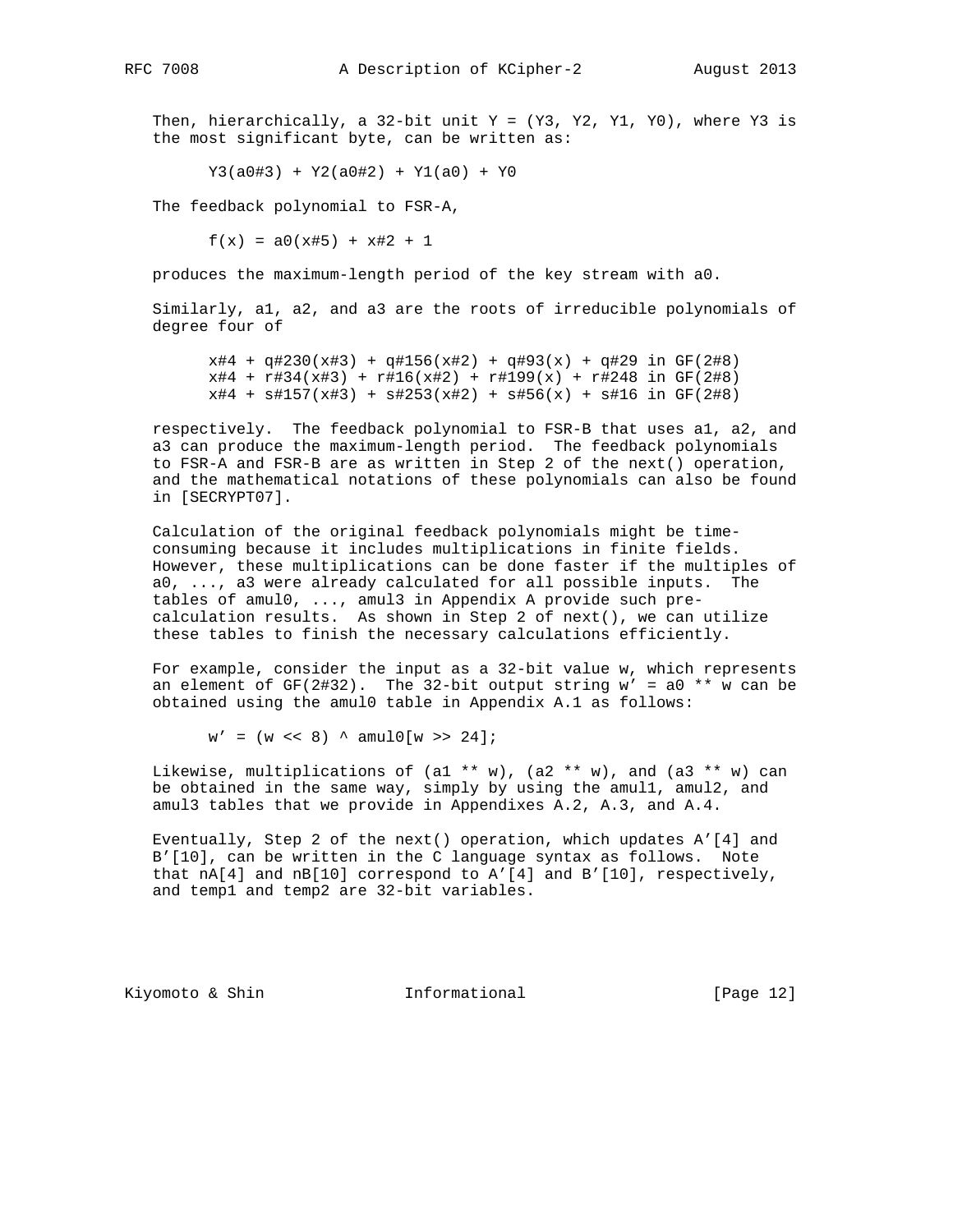Then, hierarchically, a 32-bit unit Y = (Y3, Y2, Y1, Y0), where Y3 is the most significant byte, can be written as:

```
Y3(a0#3) + Y2(a0#2) + Y1(a0) + Y0
```

The feedback polynomial to FSR-A,

```
f(x) = a0(x#5) + x#2 + 1
```

produces the maximum-length period of the key stream with a0.

Similarly, a1, a2, and a3 are the roots of irreducible polynomials of degree four of

```
x#4 + q#230(x#3) + q#156(x#2) + q#93(x) + q#29 in GF(2#8)
x#4 + r#34(x#3) + r#16(x#2) + r#199(x) + r#248 in GF(2#8)
x#4 + s#157(x#3) + s#253(x#2) + s#56(x) + s#16 in GF(2#8)
```

respectively. The feedback polynomial to FSR-B that uses a1, a2, and a3 can produce the maximum-length period. The feedback polynomials to FSR-A and FSR-B are as written in Step 2 of the next() operation, and the mathematical notations of these polynomials can also be found in [SECRYPT07].

Calculation of the original feedback polynomials might be time-consuming because it includes multiplications in finite fields. However, these multiplications can be done faster if the multiples of a0, ..., a3 were already calculated for all possible inputs. The tables of amul0, ..., amul3 in Appendix A provide such pre-calculation results. As shown in Step 2 of next(), we can utilize these tables to finish the necessary calculations efficiently.

For example, consider the input as a 32-bit value w, which represents an element of GF(2#32). The 32-bit output string w' = a0 ** w can be obtained using the amul0 table in Appendix A.1 as follows:

```
w' = (w << 8) ^ amul0[w >> 24];
```

Likewise, multiplications of (a1 ** w), (a2 ** w), and (a3 ** w) can be obtained in the same way, simply by using the amul1, amul2, and amul3 tables that we provide in Appendixes A.2, A.3, and A.4.

Eventually, Step 2 of the next() operation, which updates A'[4] and B'[10], can be written in the C language syntax as follows. Note that nA[4] and nB[10] correspond to A'[4] and B'[10], respectively, and temp1 and temp2 are 32-bit variables.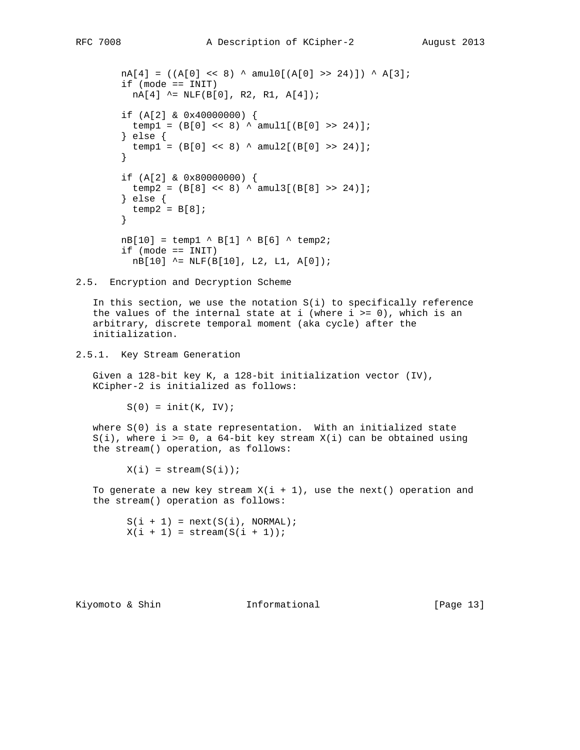```
nA[4] = ((A[0] << 8) ^ amul0[(A[0] >> 24)]) ^ A[3];
if (mode == INIT)
  nA[4] ^= NLF(B[0], R2, R1, A[4]);

if (A[2] & 0x40000000) {
  temp1 = (B[0] << 8) ^ amul1[(B[0] >> 24)];
} else {
  temp1 = (B[0] << 8) ^ amul2[(B[0] >> 24)];
}

if (A[2] & 0x80000000) {
  temp2 = (B[8] << 8) ^ amul3[(B[8] >> 24)];
} else {
  temp2 = B[8];
}

nB[10] = temp1 ^ B[1] ^ B[6] ^ temp2;
if (mode == INIT)
  nB[10] ^= NLF(B[10], L2, L1, A[0]);
```

## 2.5. Encryption and Decryption Scheme

In this section, we use the notation S(i) to specifically reference the values of the internal state at i (where i >= 0), which is an arbitrary, discrete temporal moment (aka cycle) after the initialization.

### 2.5.1. Key Stream Generation

Given a 128-bit key K, a 128-bit initialization vector (IV), KCipher-2 is initialized as follows:

```
S(0) = init(K, IV);
```

where S(0) is a state representation. With an initialized state S(i), where i >= 0, a 64-bit key stream X(i) can be obtained using the stream() operation, as follows:

```
X(i) = stream(S(i));
```

To generate a new key stream X(i + 1), use the next() operation and the stream() operation as follows:

```
S(i + 1) = next(S(i), NORMAL);
X(i + 1) = stream(S(i + 1));
```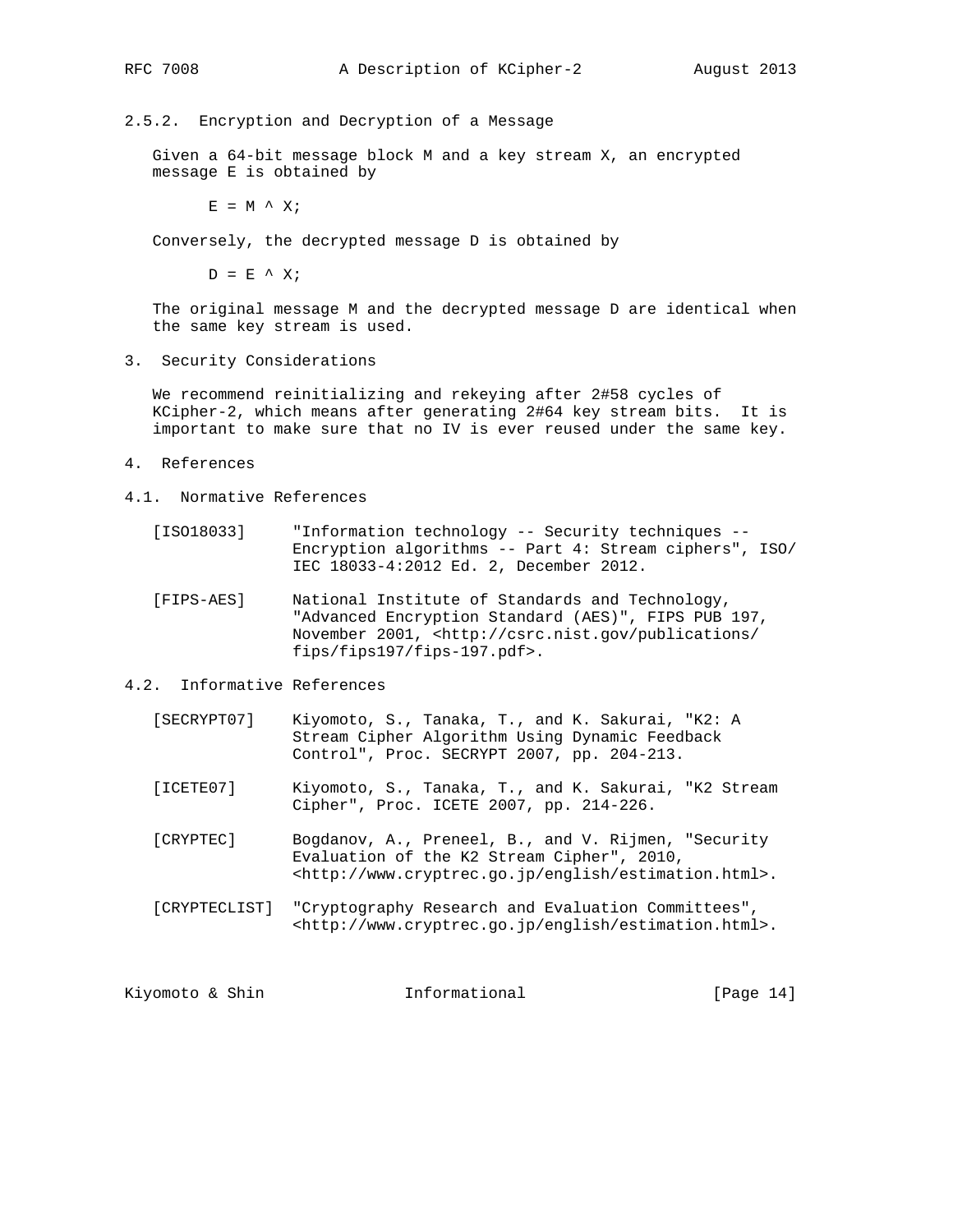### 2.5.2. Encryption and Decryption of a Message

Given a 64-bit message block M and a key stream X, an encrypted message E is obtained by

```
E = M ^ X;
```

Conversely, the decrypted message D is obtained by

```
D = E ^ X;
```

The original message M and the decrypted message D are identical when the same key stream is used.

## 3. Security Considerations

We recommend reinitializing and rekeying after 2#58 cycles of KCipher-2, which means after generating 2#64 key stream bits. It is important to make sure that no IV is ever reused under the same key.

## 4. References

### 4.1. Normative References

[ISO18033] "Information technology -- Security techniques -- Encryption algorithms -- Part 4: Stream ciphers", ISO/IEC 18033-4:2012 Ed. 2, December 2012.

[FIPS-AES] National Institute of Standards and Technology, "Advanced Encryption Standard (AES)", FIPS PUB 197, November 2001, <http://csrc.nist.gov/publications/fips/fips197/fips-197.pdf>.

### 4.2. Informative References

[SECRYPT07] Kiyomoto, S., Tanaka, T., and K. Sakurai, "K2: A Stream Cipher Algorithm Using Dynamic Feedback Control", Proc. SECRYPT 2007, pp. 204-213.

[ICETE07] Kiyomoto, S., Tanaka, T., and K. Sakurai, "K2 Stream Cipher", Proc. ICETE 2007, pp. 214-226.

[CRYPTEC] Bogdanov, A., Preneel, B., and V. Rijmen, "Security Evaluation of the K2 Stream Cipher", 2010, <http://www.cryptrec.go.jp/english/estimation.html>.

[CRYPTECLIST] "Cryptography Research and Evaluation Committees", <http://www.cryptrec.go.jp/english/estimation.html>.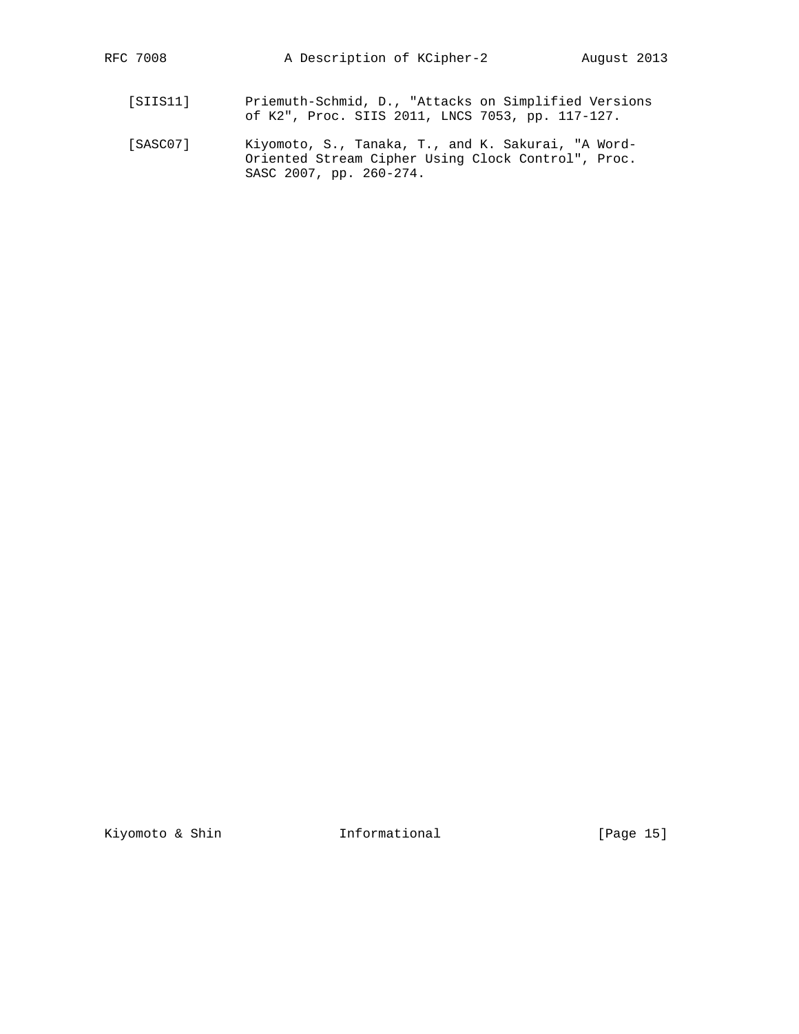[SIIS11] Priemuth-Schmid, D., "Attacks on Simplified Versions of K2", Proc. SIIS 2011, LNCS 7053, pp. 117-127.

[SASC07] Kiyomoto, S., Tanaka, T., and K. Sakurai, "A Word-Oriented Stream Cipher Using Clock Control", Proc. SASC 2007, pp. 260-274.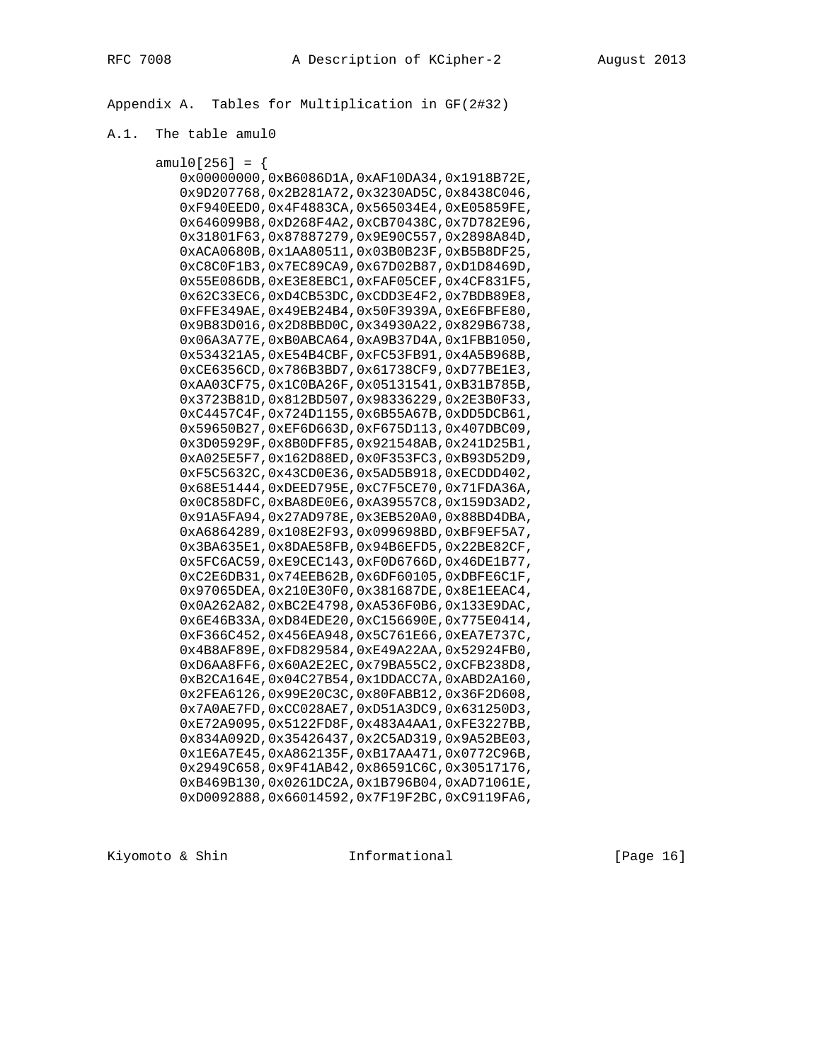## Appendix A. Tables for Multiplication in GF(2#32)

### A.1. The table amul0

```
amul0[256] = {
   0x00000000,0xB6086D1A,0xAF10DA34,0x1918B72E,
   0x9D207768,0x2B281A72,0x3230AD5C,0x8438C046,
   0xF940EED0,0x4F4883CA,0x565034E4,0xE05859FE,
   0x646099B8,0xD268F4A2,0xCB70438C,0x7D782E96,
   0x31801F63,0x87887279,0x9E90C557,0x2898A84D,
   0xACA0680B,0x1AA80511,0x03B0B23F,0xB5B8DF25,
   0xC8C0F1B3,0x7EC89CA9,0x67D02B87,0xD1D8469D,
   0x55E086DB,0xE3E8EBC1,0xFAF05CEF,0x4CF831F5,
   0x62C33EC6,0xD4CB53DC,0xCDD3E4F2,0x7BDB89E8,
   0xFFE349AE,0x49EB24B4,0x50F3939A,0xE6FBFE80,
   0x9B83D016,0x2D8BBD0C,0x34930A22,0x829B6738,
   0x06A3A77E,0xB0ABCA64,0xA9B37D4A,0x1FBB1050,
   0x534321A5,0xE54B4CBF,0xFC53FB91,0x4A5B968B,
   0xCE6356CD,0x786B3BD7,0x61738CF9,0xD77BE1E3,
   0xAA03CF75,0x1C0BA26F,0x05131541,0xB31B785B,
   0x3723B81D,0x812BD507,0x98336229,0x2E3B0F33,
   0xC4457C4F,0x724D1155,0x6B55A67B,0xDD5DCB61,
   0x59650B27,0xEF6D663D,0xF675D113,0x407DBC09,
   0x3D05929F,0x8B0DFF85,0x921548AB,0x241D25B1,
   0xA025E5F7,0x162D88ED,0x0F353FC3,0xB93D52D9,
   0xF5C5632C,0x43CD0E36,0x5AD5B918,0xECDDD402,
   0x68E51444,0xDEED795E,0xC7F5CE70,0x71FDA36A,
   0x0C858DFC,0xBA8DE0E6,0xA39557C8,0x159D3AD2,
   0x91A5FA94,0x27AD978E,0x3EB520A0,0x88BD4DBA,
   0xA6864289,0x108E2F93,0x099698BD,0xBF9EF5A7,
   0x3BA635E1,0x8DAE58FB,0x94B6EFD5,0x22BE82CF,
   0x5FC6AC59,0xE9CEC143,0xF0D6766D,0x46DE1B77,
   0xC2E6DB31,0x74EEB62B,0x6DF60105,0xDBFE6C1F,
   0x97065DEA,0x210E30F0,0x381687DE,0x8E1EEAC4,
   0x0A262A82,0xBC2E4798,0xA536F0B6,0x133E9DAC,
   0x6E46B33A,0xD84EDE20,0xC156690E,0x775E0414,
   0xF366C452,0x456EA948,0x5C761E66,0xEA7E737C,
   0x4B8AF89E,0xFD829584,0xE49A22AA,0x52924FB0,
   0xD6AA8FF6,0x60A2E2EC,0x79BA55C2,0xCFB238D8,
   0xB2CA164E,0x04C27B54,0x1DDACC7A,0xABD2A160,
   0x2FEA6126,0x99E20C3C,0x80FABB12,0x36F2D608,
   0x7A0AE7FD,0xCC028AE7,0xD51A3DC9,0x631250D3,
   0xE72A9095,0x5122FD8F,0x483A4AA1,0xFE3227BB,
   0x834A092D,0x35426437,0x2C5AD319,0x9A52BE03,
   0x1E6A7E45,0xA862135F,0xB17AA471,0x0772C96B,
   0x2949C658,0x9F41AB42,0x86591C6C,0x30517176,
   0xB469B130,0x0261DC2A,0x1B796B04,0xAD71061E,
   0xD0092888,0x66014592,0x7F19F2BC,0xC9119FA6,
```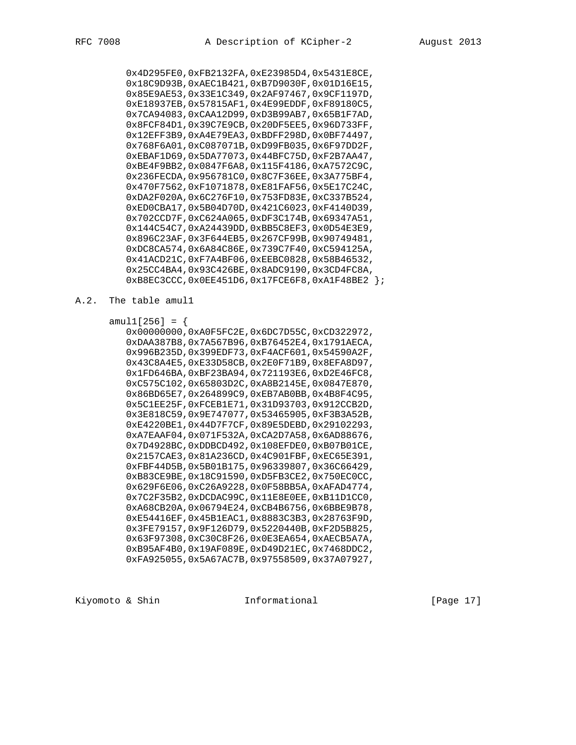```
   0x4D295FE0,0xFB2132FA,0xE23985D4,0x5431E8CE,
   0x18C9D93B,0xAEC1B421,0xB7D9030F,0x01D16E15,
   0x85E9AE53,0x33E1C349,0x2AF97467,0x9CF1197D,
   0xE18937EB,0x57815AF1,0x4E99EDDF,0xF89180C5,
   0x7CA94083,0xCAA12D99,0xD3B99AB7,0x65B1F7AD,
   0x8FCF84D1,0x39C7E9CB,0x20DF5EE5,0x96D733FF,
   0x12EFF3B9,0xA4E79EA3,0xBDFF298D,0x0BF74497,
   0x768F6A01,0xC087071B,0xD99FB035,0x6F97DD2F,
   0xEBAF1D69,0x5DA77073,0x44BFC75D,0xF2B7AA47,
   0xBE4F9BB2,0x0847F6A8,0x115F4186,0xA7572C9C,
   0x236FECDA,0x956781C0,0x8C7F36EE,0x3A775BF4,
   0x470F7562,0xF1071878,0xE81FAF56,0x5E17C24C,
   0xDA2F020A,0x6C276F10,0x753FD83E,0xC337B524,
   0xED0CBA17,0x5B04D70D,0x421C6023,0xF4140D39,
   0x702CCD7F,0xC624A065,0xDF3C174B,0x69347A51,
   0x144C54C7,0xA24439DD,0xBB5C8EF3,0x0D54E3E9,
   0x896C23AF,0x3F644EB5,0x267CF99B,0x90749481,
   0xDC8CA574,0x6A84C86E,0x739C7F40,0xC594125A,
   0x41ACD21C,0xF7A4BF06,0xEEBC0828,0x58B46532,
   0x25CC4BA4,0x93C426BE,0x8ADC9190,0x3CD4FC8A,
   0xB8EC3CCC,0x0EE451D6,0x17FCE6F8,0xA1F48BE2 };
```

## A.2. The table amul1

```
amul1[256] = {
   0x00000000,0xA0F5FC2E,0x6DC7D55C,0xCD322972,
   0xDAA387B8,0x7A567B96,0xB76452E4,0x1791AECA,
   0x996B235D,0x399EDF73,0xF4ACF601,0x54590A2F,
   0x43C8A4E5,0xE33D58CB,0x2E0F71B9,0x8EFA8D97,
   0x1FD646BA,0xBF23BA94,0x721193E6,0xD2E46FC8,
   0xC575C102,0x65803D2C,0xA8B2145E,0x0847E870,
   0x86BD65E7,0x264899C9,0xEB7AB0BB,0x4B8F4C95,
   0x5C1EE25F,0xFCEB1E71,0x31D93703,0x912CCB2D,
   0x3E818C59,0x9E747077,0x53465905,0xF3B3A52B,
   0xE4220BE1,0x44D7F7CF,0x89E5DEBD,0x29102293,
   0xA7EAAF04,0x071F532A,0xCA2D7A58,0x6AD88676,
   0x7D4928BC,0xDDBCD492,0x108EFDE0,0xB07B01CE,
   0x2157CAE3,0x81A236CD,0x4C901FBF,0xEC65E391,
   0xFBF44D5B,0x5B01B175,0x96339807,0x36C66429,
   0xB83CE9BE,0x18C91590,0xD5FB3CE2,0x750EC0CC,
   0x629F6E06,0xC26A9228,0x0F58BB5A,0xAFAD4774,
   0x7C2F35B2,0xDCDAC99C,0x11E8E0EE,0xB11D1CC0,
   0xA68CB20A,0x06794E24,0xCB4B6756,0x6BBE9B78,
   0xE54416EF,0x45B1EAC1,0x8883C3B3,0x28763F9D,
   0x3FE79157,0x9F126D79,0x5220440B,0xF2D5B825,
   0x63F97308,0xC30C8F26,0x0E3EA654,0xAECB5A7A,
   0xB95AF4B0,0x19AF089E,0xD49D21EC,0x7468DDC2,
   0xFA925055,0x5A67AC7B,0x97558509,0x37A07927,
```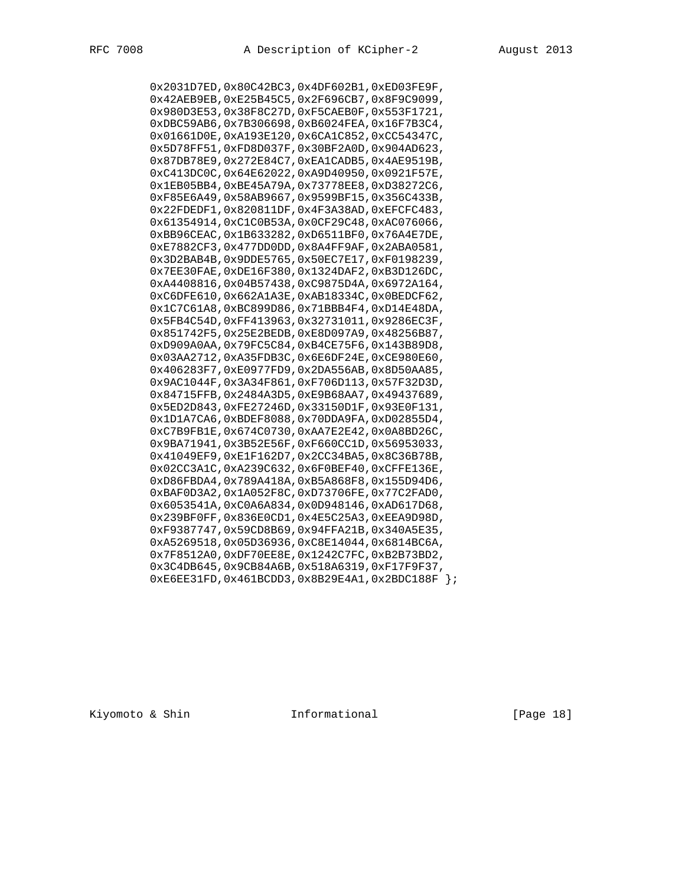```
      0x2031D7ED,0x80C42BC3,0x4DF602B1,0xED03FE9F,
      0x42AEB9EB,0xE25B45C5,0x2F696CB7,0x8F9C9099,
      0x980D3E53,0x38F8C27D,0xF5CAEB0F,0x553F1721,
      0xDBC59AB6,0x7B306698,0xB6024FEA,0x16F7B3C4,
      0x01661D0E,0xA193E120,0x6CA1C852,0xCC54347C,
      0x5D78FF51,0xFD8D037F,0x30BF2A0D,0x904AD623,
      0x87DB78E9,0x272E84C7,0xEA1CADB5,0x4AE9519B,
      0xC413DC0C,0x64E62022,0xA9D40950,0x0921F57E,
      0x1EB05BB4,0xBE45A79A,0x73778EE8,0xD38272C6,
      0xF85E6A49,0x58AB9667,0x9599BF15,0x356C433B,
      0x22FDEDF1,0x820811DF,0x4F3A38AD,0xEFCFC483,
      0x61354914,0xC1C0B53A,0x0CF29C48,0xAC076066,
      0xBB96CEAC,0x1B633282,0xD6511BF0,0x76A4E7DE,
      0xE7882CF3,0x477DD0DD,0x8A4FF9AF,0x2ABA0581,
      0x3D2BAB4B,0x9DDE5765,0x50EC7E17,0xF0198239,
      0x7EE30FAE,0xDE16F380,0x1324DAF2,0xB3D126DC,
      0xA4408816,0x04B57438,0xC9875D4A,0x6972A164,
      0xC6DFE610,0x662A1A3E,0xAB18334C,0x0BEDCF62,
      0x1C7C61A8,0xBC899D86,0x71BBB4F4,0xD14E48DA,
      0x5FB4C54D,0xFF413963,0x32731011,0x9286EC3F,
      0x851742F5,0x25E2BEDB,0xE8D097A9,0x48256B87,
      0xD909A0AA,0x79FC5C84,0xB4CE75F6,0x143B89D8,
      0x03AA2712,0xA35FDB3C,0x6E6DF24E,0xCE980E60,
      0x406283F7,0xE0977FD9,0x2DA556AB,0x8D50AA85,
      0x9AC1044F,0x3A34F861,0xF706D113,0x57F32D3D,
      0x84715FFB,0x2484A3D5,0xE9B68AA7,0x49437689,
      0x5ED2D843,0xFE27246D,0x33150D1F,0x93E0F131,
      0x1D1A7CA6,0xBDEF8088,0x70DDA9FA,0xD02855D4,
      0xC7B9FB1E,0x674C0730,0xAA7E2E42,0x0A8BD26C,
      0x9BA71941,0x3B52E56F,0xF660CC1D,0x56953033,
      0x41049EF9,0xE1F162D7,0x2CC34BA5,0x8C36B78B,
      0x02CC3A1C,0xA239C632,0x6F0BEF40,0xCFFE136E,
      0xD86FBDA4,0x789A418A,0xB5A868F8,0x155D94D6,
      0xBAF0D3A2,0x1A052F8C,0xD73706FE,0x77C2FAD0,
      0x6053541A,0xC0A6A834,0x0D948146,0xAD617D68,
      0x239BF0FF,0x836E0CD1,0x4E5C25A3,0xEEA9D98D,
      0xF9387747,0x59CD8B69,0x94FFA21B,0x340A5E35,
      0xA5269518,0x05D36936,0xC8E14044,0x6814BC6A,
      0x7F8512A0,0xDF70EE8E,0x1242C7FC,0xB2B73BD2,
      0x3C4DB645,0x9CB84A6B,0x518A6319,0xF17F9F37,
      0xE6EE31FD,0x461BCDD3,0x8B29E4A1,0x2BDC188F };
```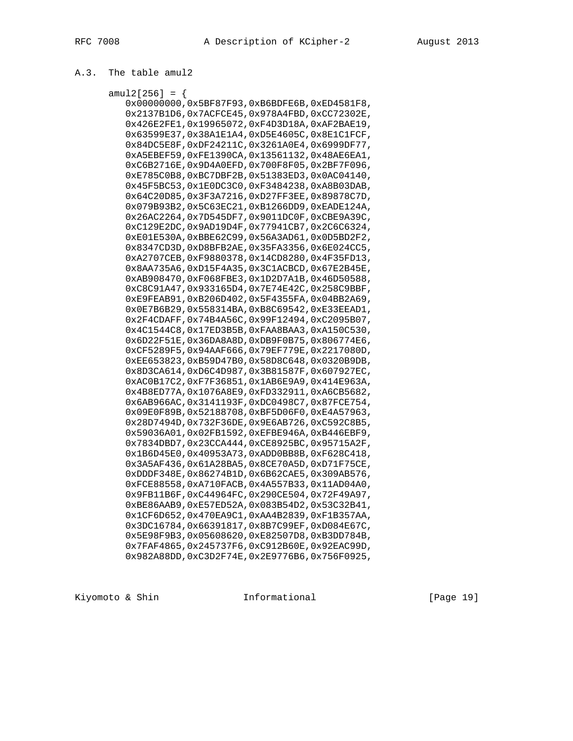## A.3. The table amul2

```
amul2[256] = {
   0x00000000,0x5BF87F93,0xB6BDFE6B,0xED4581F8,
   0x2137B1D6,0x7ACFCE45,0x978A4FBD,0xCC72302E,
   0x426E2FE1,0x19965072,0xF4D3D18A,0xAF2BAE19,
   0x63599E37,0x38A1E1A4,0xD5E4605C,0x8E1C1FCF,
   0x84DC5E8F,0xDF24211C,0x3261A0E4,0x6999DF77,
   0xA5EBEF59,0xFE1390CA,0x13561132,0x48AE6EA1,
   0xC6B2716E,0x9D4A0EFD,0x700F8F05,0x2BF7F096,
   0xE785C0B8,0xBC7DBF2B,0x51383ED3,0x0AC04140,
   0x45F5BC53,0x1E0DC3C0,0xF3484238,0xA8B03DAB,
   0x64C20D85,0x3F3A7216,0xD27FF3EE,0x89878C7D,
   0x079B93B2,0x5C63EC21,0xB1266DD9,0xEADE124A,
   0x26AC2264,0x7D545DF7,0x9011DC0F,0xCBE9A39C,
   0xC129E2DC,0x9AD19D4F,0x77941CB7,0x2C6C6324,
   0xE01E530A,0xBBE62C99,0x56A3AD61,0x0D5BD2F2,
   0x8347CD3D,0xD8BFB2AE,0x35FA3356,0x6E024CC5,
   0xA2707CEB,0xF9880378,0x14CD8280,0x4F35FD13,
   0x8AA735A6,0xD15F4A35,0x3C1ACBCD,0x67E2B45E,
   0xAB908470,0xF068FBE3,0x1D2D7A1B,0x46D50588,
   0xC8C91A47,0x933165D4,0x7E74E42C,0x258C9BBF,
   0xE9FEAB91,0xB206D402,0x5F4355FA,0x04BB2A69,
   0x0E7B6B29,0x558314BA,0xB8C69542,0xE33EEAD1,
   0x2F4CDAFF,0x74B4A56C,0x99F12494,0xC2095B07,
   0x4C1544C8,0x17ED3B5B,0xFAA8BAA3,0xA150C530,
   0x6D22F51E,0x36DA8A8D,0xDB9F0B75,0x806774E6,
   0xCF5289F5,0x94AAF666,0x79EF779E,0x2217080D,
   0xEE653823,0xB59D47B0,0x58D8C648,0x0320B9DB,
   0x8D3CA614,0xD6C4D987,0x3B81587F,0x607927EC,
   0xAC0B17C2,0xF7F36851,0x1AB6E9A9,0x414E963A,
   0x4B8ED77A,0x1076A8E9,0xFD332911,0xA6CB5682,
   0x6AB966AC,0x3141193F,0xDC0498C7,0x87FCE754,
   0x09E0F89B,0x52188708,0xBF5D06F0,0xE4A57963,
   0x28D7494D,0x732F36DE,0x9E6AB726,0xC592C8B5,
   0x59036A01,0x02FB1592,0xEFBE946A,0xB446EBF9,
   0x7834DBD7,0x23CCA444,0xCE8925BC,0x95715A2F,
   0x1B6D45E0,0x40953A73,0xADD0BB8B,0xF628C418,
   0x3A5AF436,0x61A28BA5,0x8CE70A5D,0xD71F75CE,
   0xDDDF348E,0x86274B1D,0x6B62CAE5,0x309AB576,
   0xFCE88558,0xA710FACB,0x4A557B33,0x11AD04A0,
   0x9FB11B6F,0xC44964FC,0x290CE504,0x72F49A97,
   0xBE86AAB9,0xE57ED52A,0x083B54D2,0x53C32B41,
   0x1CF6D652,0x470EA9C1,0xAA4B2839,0xF1B357AA,
   0x3DC16784,0x66391817,0x8B7C99EF,0xD084E67C,
   0x5E98F9B3,0x05608620,0xE82507D8,0xB3DD784B,
   0x7FAF4865,0x245737F6,0xC912B60E,0x92EAC99D,
   0x982A88DD,0xC3D2F74E,0x2E9776B6,0x756F0925,
```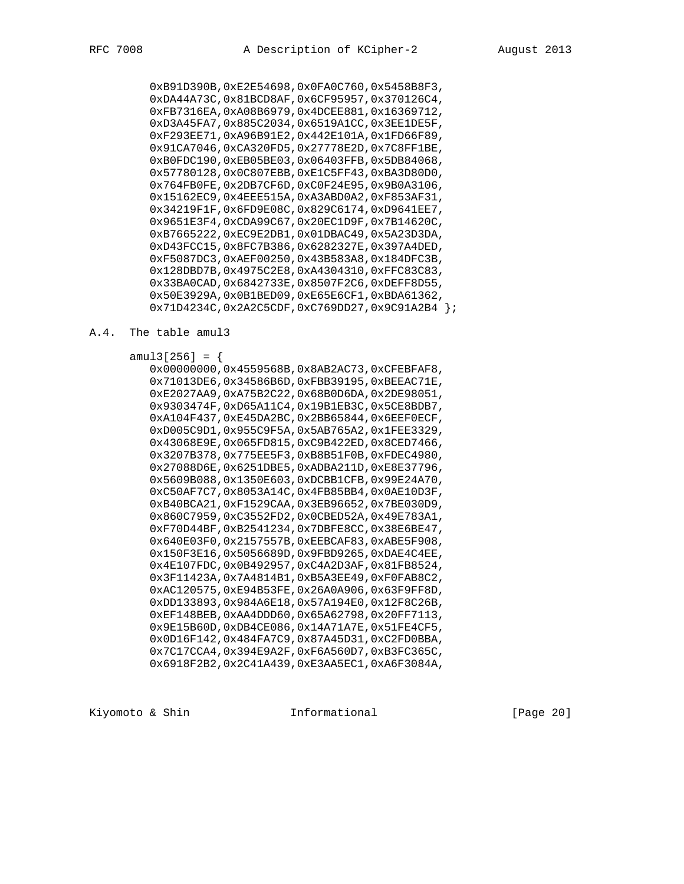```
   0xB91D390B,0xE2E54698,0x0FA0C760,0x5458B8F3,
   0xDA44A73C,0x81BCD8AF,0x6CF95957,0x370126C4,
   0xFB7316EA,0xA08B6979,0x4DCEE881,0x16369712,
   0xD3A45FA7,0x885C2034,0x6519A1CC,0x3EE1DE5F,
   0xF293EE71,0xA96B91E2,0x442E101A,0x1FD66F89,
   0x91CA7046,0xCA320FD5,0x27778E2D,0x7C8FF1BE,
   0xB0FDC190,0xEB05BE03,0x06403FFB,0x5DB84068,
   0x57780128,0x0C807EBB,0xE1C5FF43,0xBA3D80D0,
   0x764FB0FE,0x2DB7CF6D,0xC0F24E95,0x9B0A3106,
   0x15162EC9,0x4EEE515A,0xA3ABD0A2,0xF853AF31,
   0x34219F1F,0x6FD9E08C,0x829C6174,0xD9641EE7,
   0x9651E3F4,0xCDA99C67,0x20EC1D9F,0x7B14620C,
   0xB7665222,0xEC9E2DB1,0x01DBAC49,0x5A23D3DA,
   0xD43FCC15,0x8FC7B386,0x6282327E,0x397A4DED,
   0xF5087DC3,0xAEF00250,0x43B583A8,0x184DFC3B,
   0x128DBD7B,0x4975C2E8,0xA4304310,0xFFC83C83,
   0x33BA0CAD,0x6842733E,0x8507F2C6,0xDEFF8D55,
   0x50E3929A,0x0B1BED09,0xE65E6CF1,0xBDA61362,
   0x71D4234C,0x2A2C5CDF,0xC769DD27,0x9C91A2B4 };
```

## A.4. The table amul3

```
amul3[256] = {
   0x00000000,0x4559568B,0x8AB2AC73,0xCFEBFAF8,
   0x71013DE6,0x34586B6D,0xFBB39195,0xBEEAC71E,
   0xE2027AA9,0xA75B2C22,0x68B0D6DA,0x2DE98051,
   0x9303474F,0xD65A11C4,0x19B1EB3C,0x5CE8BDB7,
   0xA104F437,0xE45DA2BC,0x2BB65844,0x6EEF0ECF,
   0xD005C9D1,0x955C9F5A,0x5AB765A2,0x1FEE3329,
   0x43068E9E,0x065FD815,0xC9B422ED,0x8CED7466,
   0x3207B378,0x775EE5F3,0xB8B51F0B,0xFDEC4980,
   0x27088D6E,0x6251DBE5,0xADBA211D,0xE8E37796,
   0x5609B088,0x1350E603,0xDCBB1CFB,0x99E24A70,
   0xC50AF7C7,0x8053A14C,0x4FB85BB4,0x0AE10D3F,
   0xB40BCA21,0xF1529CAA,0x3EB96652,0x7BE030D9,
   0x860C7959,0xC3552FD2,0x0CBED52A,0x49E783A1,
   0xF70D44BF,0xB2541234,0x7DBFE8CC,0x38E6BE47,
   0x640E03F0,0x2157557B,0xEEBCAF83,0xABE5F908,
   0x150F3E16,0x5056689D,0x9FBD9265,0xDAE4C4EE,
   0x4E107FDC,0x0B492957,0xC4A2D3AF,0x81FB8524,
   0x3F11423A,0x7A4814B1,0xB5A3EE49,0xF0FAB8C2,
   0xAC120575,0xE94B53FE,0x26A0A906,0x63F9FF8D,
   0xDD133893,0x984A6E18,0x57A194E0,0x12F8C26B,
   0xEF148BEB,0xAA4DDD60,0x65A62798,0x20FF7113,
   0x9E15B60D,0xDB4CE086,0x14A71A7E,0x51FE4CF5,
   0x0D16F142,0x484FA7C9,0x87A45D31,0xC2FD0BBA,
   0x7C17CCA4,0x394E9A2F,0xF6A560D7,0xB3FC365C,
   0x6918F2B2,0x2C41A439,0xE3AA5EC1,0xA6F3084A,
```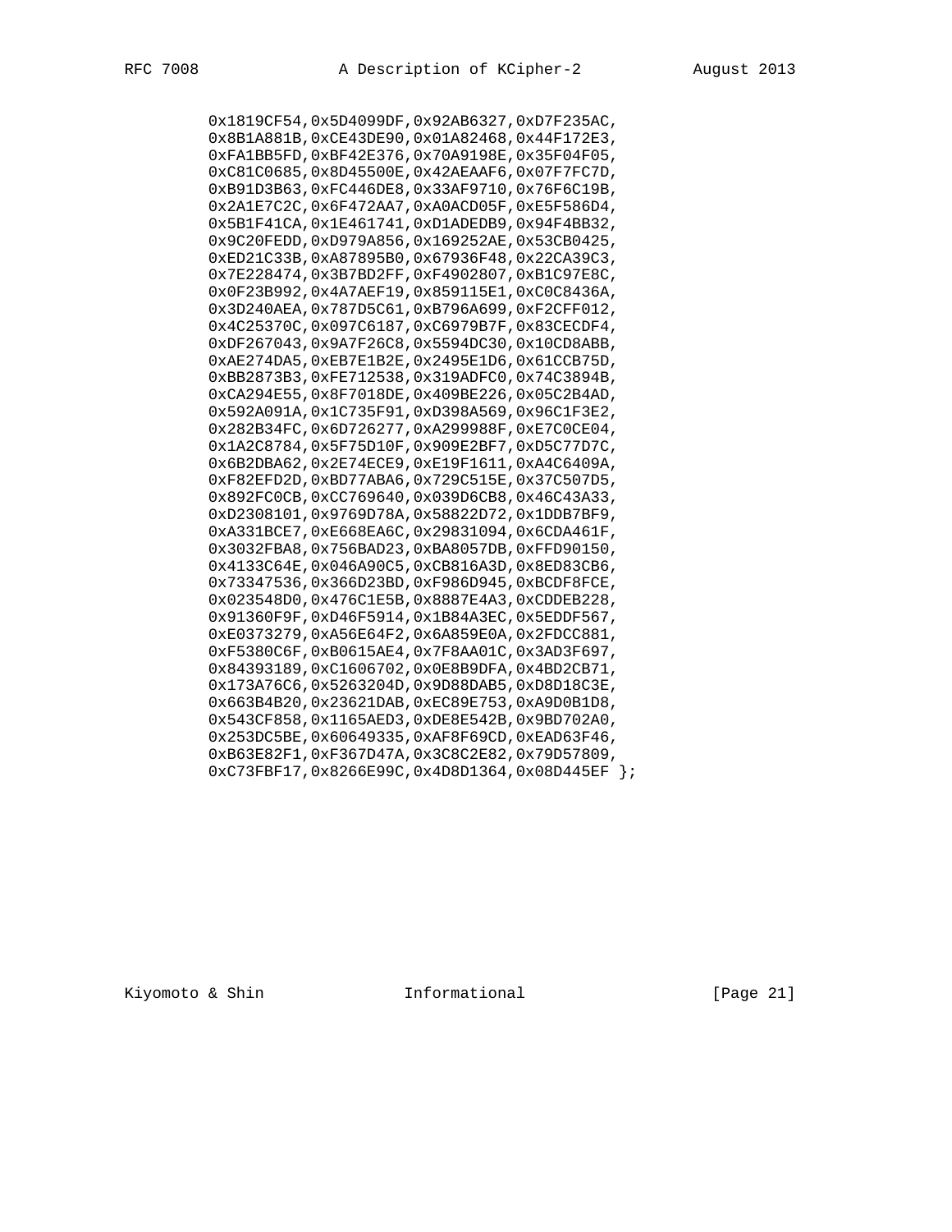```
         0x1819CF54,0x5D4099DF,0x92AB6327,0xD7F235AC,
         0x8B1A881B,0xCE43DE90,0x01A82468,0x44F172E3,
         0xFA1BB5FD,0xBF42E376,0x70A9198E,0x35F04F05,
         0xC81C0685,0x8D45500E,0x42AEAAF6,0x07F7FC7D,
         0xB91D3B63,0xFC446DE8,0x33AF9710,0x76F6C19B,
         0x2A1E7C2C,0x6F472AA7,0xA0ACD05F,0xE5F586D4,
         0x5B1F41CA,0x1E461741,0xD1ADEDB9,0x94F4BB32,
         0x9C20FEDD,0xD979A856,0x169252AE,0x53CB0425,
         0xED21C33B,0xA87895B0,0x67936F48,0x22CA39C3,
         0x7E228474,0x3B7BD2FF,0xF4902807,0xB1C97E8C,
         0x0F23B992,0x4A7AEF19,0x859115E1,0xC0C8436A,
         0x3D240AEA,0x787D5C61,0xB796A699,0xF2CFF012,
         0x4C25370C,0x097C6187,0xC6979B7F,0x83CECDF4,
         0xDF267043,0x9A7F26C8,0x5594DC30,0x10CD8ABB,
         0xAE274DA5,0xEB7E1B2E,0x2495E1D6,0x61CCB75D,
         0xBB2873B3,0xFE712538,0x319ADFC0,0x74C3894B,
         0xCA294E55,0x8F7018DE,0x409BE226,0x05C2B4AD,
         0x592A091A,0x1C735F91,0xD398A569,0x96C1F3E2,
         0x282B34FC,0x6D726277,0xA299988F,0xE7C0CE04,
         0x1A2C8784,0x5F75D10F,0x909E2BF7,0xD5C77D7C,
         0x6B2DBA62,0x2E74ECE9,0xE19F1611,0xA4C6409A,
         0xF82EFD2D,0xBD77ABA6,0x729C515E,0x37C507D5,
         0x892FC0CB,0xCC769640,0x039D6CB8,0x46C43A33,
         0xD2308101,0x9769D78A,0x58822D72,0x1DDB7BF9,
         0xA331BCE7,0xE668EA6C,0x29831094,0x6CDA461F,
         0x3032FBA8,0x756BAD23,0xBA8057DB,0xFFD90150,
         0x4133C64E,0x046A90C5,0xCB816A3D,0x8ED83CB6,
         0x73347536,0x366D23BD,0xF986D945,0xBCDF8FCE,
         0x023548D0,0x476C1E5B,0x8887E4A3,0xCDDEB228,
         0x91360F9F,0xD46F5914,0x1B84A3EC,0x5EDDF567,
         0xE0373279,0xA56E64F2,0x6A859E0A,0x2FDCC881,
         0xF5380C6F,0xB0615AE4,0x7F8AA01C,0x3AD3F697,
         0x84393189,0xC1606702,0x0E8B9DFA,0x4BD2CB71,
         0x173A76C6,0x5263204D,0x9D88DAB5,0xD8D18C3E,
         0x663B4B20,0x23621DAB,0xEC89E753,0xA9D0B1D8,
         0x543CF858,0x1165AED3,0xDE8E542B,0x9BD702A0,
         0x253DC5BE,0x60649335,0xAF8F69CD,0xEAD63F46,
         0xB63E82F1,0xF367D47A,0x3C8C2E82,0x79D57809,
         0xC73FBF17,0x8266E99C,0x4D8D1364,0x08D445EF };
```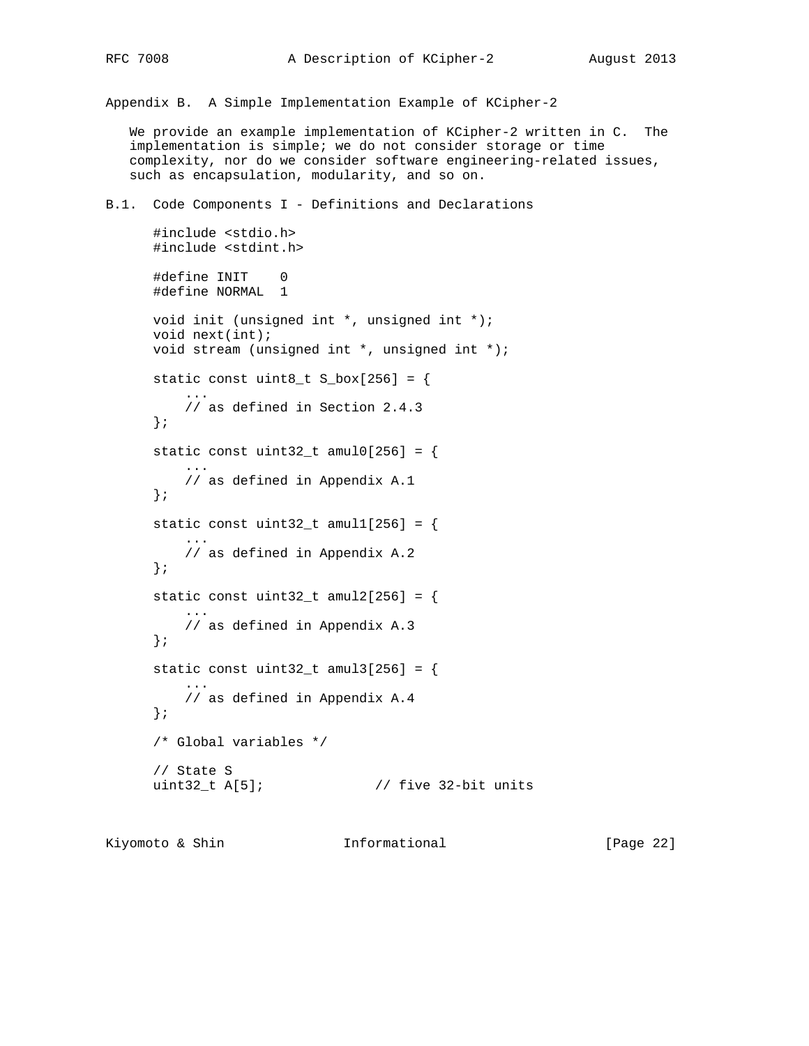## Appendix B. A Simple Implementation Example of KCipher-2

We provide an example implementation of KCipher-2 written in C. The implementation is simple; we do not consider storage or time complexity, nor do we consider software engineering-related issues, such as encapsulation, modularity, and so on.

### B.1. Code Components I - Definitions and Declarations

```
#include <stdio.h>
#include <stdint.h>

#define INIT    0
#define NORMAL  1

void init (unsigned int *, unsigned int *);
void next(int);
void stream (unsigned int *, unsigned int *);

static const uint8_t S_box[256] = {
    ...
    // as defined in Section 2.4.3
};

static const uint32_t amul0[256] = {
    ...
    // as defined in Appendix A.1
};

static const uint32_t amul1[256] = {
    ...
    // as defined in Appendix A.2
};

static const uint32_t amul2[256] = {
    ...
    // as defined in Appendix A.3
};

static const uint32_t amul3[256] = {
    ...
    // as defined in Appendix A.4
};

/* Global variables */

// State S
uint32_t A[5];              // five 32-bit units
```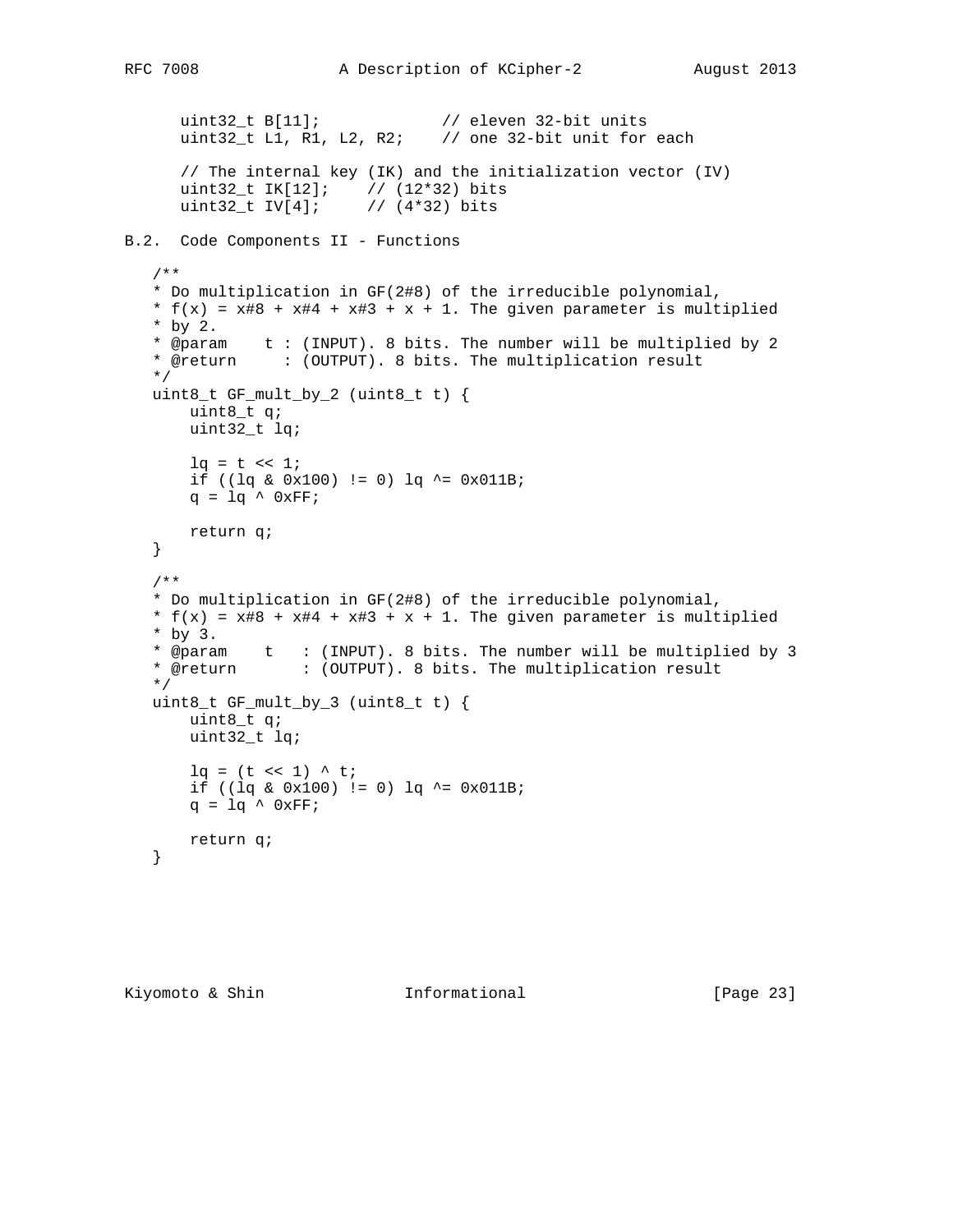```
uint32_t B[11];             // eleven 32-bit units
uint32_t L1, R1, L2, R2;    // one 32-bit unit for each

// The internal key (IK) and the initialization vector (IV)
uint32_t IK[12];    // (12*32) bits
uint32_t IV[4];     // (4*32) bits
```

## B.2. Code Components II - Functions

```
/**
* Do multiplication in GF(2#8) of the irreducible polynomial,
* f(x) = x#8 + x#4 + x#3 + x + 1. The given parameter is multiplied
* by 2.
* @param    t : (INPUT). 8 bits. The number will be multiplied by 2
* @return     : (OUTPUT). 8 bits. The multiplication result
*/
uint8_t GF_mult_by_2 (uint8_t t) {
    uint8_t q;
    uint32_t lq;

    lq = t << 1;
    if ((lq & 0x100) != 0) lq ^= 0x011B;
    q = lq ^ 0xFF;

    return q;
}

/**
* Do multiplication in GF(2#8) of the irreducible polynomial,
* f(x) = x#8 + x#4 + x#3 + x + 1. The given parameter is multiplied
* by 3.
* @param    t   : (INPUT). 8 bits. The number will be multiplied by 3
* @return       : (OUTPUT). 8 bits. The multiplication result
*/
uint8_t GF_mult_by_3 (uint8_t t) {
    uint8_t q;
    uint32_t lq;

    lq = (t << 1) ^ t;
    if ((lq & 0x100) != 0) lq ^= 0x011B;
    q = lq ^ 0xFF;

    return q;
}
```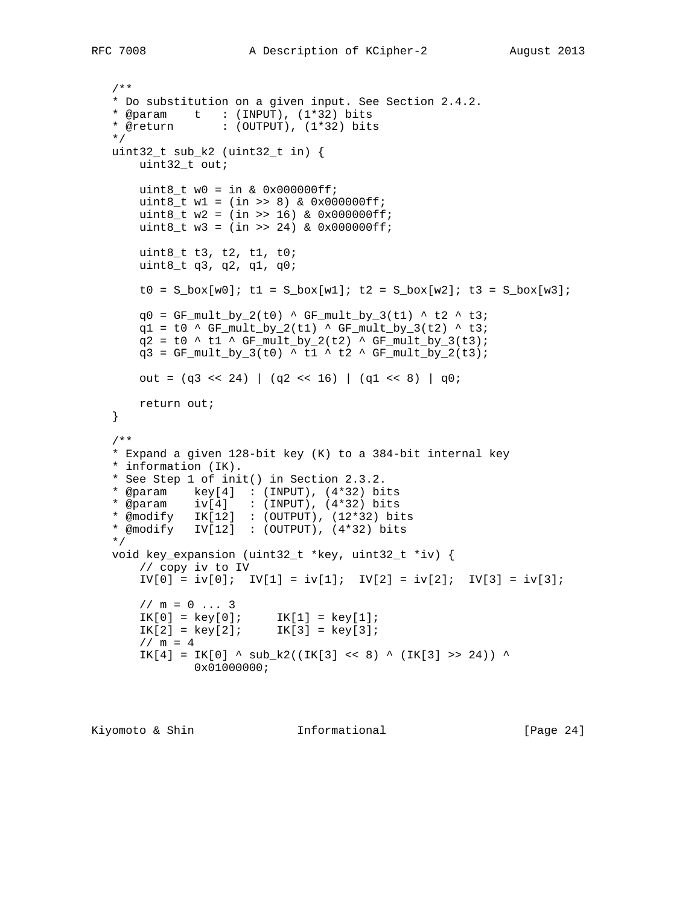```
/**
* Do substitution on a given input. See Section 2.4.2.
* @param    t   : (INPUT), (1*32) bits
* @return       : (OUTPUT), (1*32) bits
*/
uint32_t sub_k2 (uint32_t in) {
    uint32_t out;

    uint8_t w0 = in & 0x000000ff;
    uint8_t w1 = (in >> 8) & 0x000000ff;
    uint8_t w2 = (in >> 16) & 0x000000ff;
    uint8_t w3 = (in >> 24) & 0x000000ff;

    uint8_t t3, t2, t1, t0;
    uint8_t q3, q2, q1, q0;

    t0 = S_box[w0]; t1 = S_box[w1]; t2 = S_box[w2]; t3 = S_box[w3];

    q0 = GF_mult_by_2(t0) ^ GF_mult_by_3(t1) ^ t2 ^ t3;
    q1 = t0 ^ GF_mult_by_2(t1) ^ GF_mult_by_3(t2) ^ t3;
    q2 = t0 ^ t1 ^ GF_mult_by_2(t2) ^ GF_mult_by_3(t3);
    q3 = GF_mult_by_3(t0) ^ t1 ^ t2 ^ GF_mult_by_2(t3);

    out = (q3 << 24) | (q2 << 16) | (q1 << 8) | q0;

    return out;
}

/**
* Expand a given 128-bit key (K) to a 384-bit internal key
* information (IK).
* See Step 1 of init() in Section 2.3.2.
* @param    key[4]  : (INPUT), (4*32) bits
* @param    iv[4]   : (INPUT), (4*32) bits
* @modify   IK[12]  : (OUTPUT), (12*32) bits
* @modify   IV[12]  : (OUTPUT), (4*32) bits
*/
void key_expansion (uint32_t *key, uint32_t *iv) {
    // copy iv to IV
    IV[0] = iv[0];  IV[1] = iv[1];  IV[2] = iv[2];  IV[3] = iv[3];

    // m = 0 ... 3
    IK[0] = key[0];     IK[1] = key[1];
    IK[2] = key[2];     IK[3] = key[3];
    // m = 4
    IK[4] = IK[0] ^ sub_k2((IK[3] << 8) ^ (IK[3] >> 24)) ^
            0x01000000;
```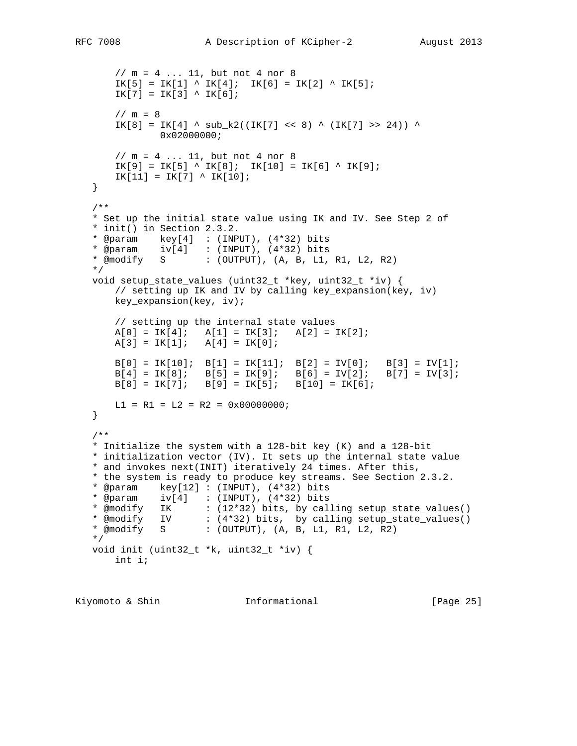```
       // m = 4 ... 11, but not 4 nor 8
       IK[5] = IK[1] ^ IK[4];  IK[6] = IK[2] ^ IK[5];
       IK[7] = IK[3] ^ IK[6];

       // m = 8
       IK[8] = IK[4] ^ sub_k2((IK[7] << 8) ^ (IK[7] >> 24)) ^
               0x02000000;

       // m = 4 ... 11, but not 4 nor 8
       IK[9] = IK[5] ^ IK[8];  IK[10] = IK[6] ^ IK[9];
       IK[11] = IK[7] ^ IK[10];
   }

   /**
   * Set up the initial state value using IK and IV. See Step 2 of
   * init() in Section 2.3.2.
   * @param    key[4]  : (INPUT), (4*32) bits
   * @param    iv[4]   : (INPUT), (4*32) bits
   * @modify   S       : (OUTPUT), (A, B, L1, R1, L2, R2)
   */
   void setup_state_values (uint32_t *key, uint32_t *iv) {
       // setting up IK and IV by calling key_expansion(key, iv)
       key_expansion(key, iv);

       // setting up the internal state values
       A[0] = IK[4];   A[1] = IK[3];   A[2] = IK[2];
       A[3] = IK[1];   A[4] = IK[0];

       B[0] = IK[10];  B[1] = IK[11];  B[2] = IV[0];   B[3] = IV[1];
       B[4] = IK[8];   B[5] = IK[9];   B[6] = IV[2];   B[7] = IV[3];
       B[8] = IK[7];   B[9] = IK[5];   B[10] = IK[6];

       L1 = R1 = L2 = R2 = 0x00000000;
   }

   /**
   * Initialize the system with a 128-bit key (K) and a 128-bit
   * initialization vector (IV). It sets up the internal state value
   * and invokes next(INIT) iteratively 24 times. After this,
   * the system is ready to produce key streams. See Section 2.3.2.
   * @param    key[12] : (INPUT), (4*32) bits
   * @param    iv[4]   : (INPUT), (4*32) bits
   * @modify   IK      : (12*32) bits, by calling setup_state_values()
   * @modify   IV      : (4*32) bits,  by calling setup_state_values()
   * @modify   S       : (OUTPUT), (A, B, L1, R1, L2, R2)
   */
   void init (uint32_t *k, uint32_t *iv) {
       int i;
```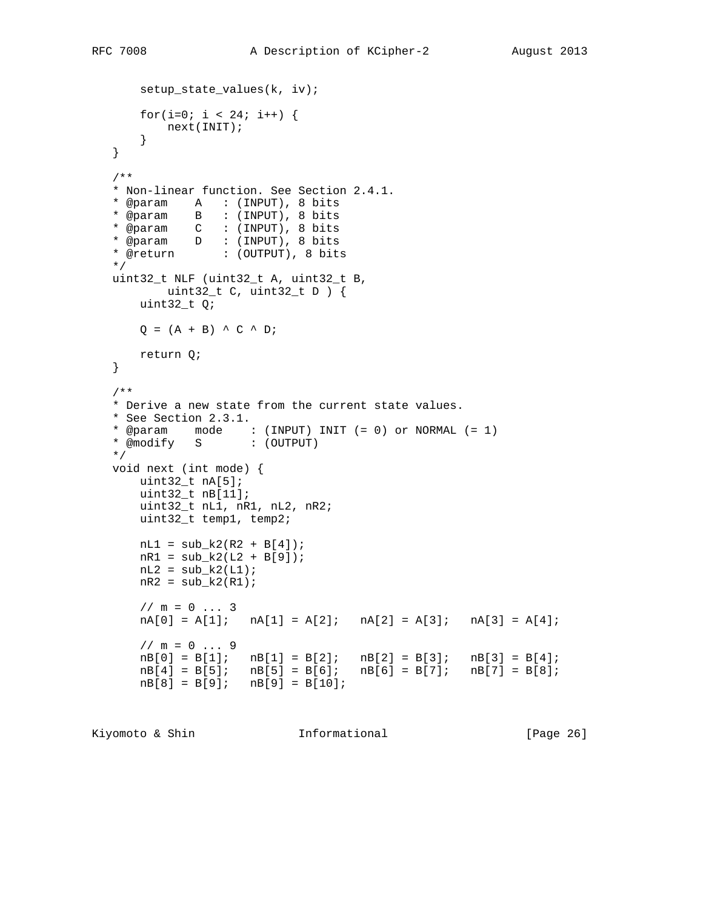```
    setup_state_values(k, iv);

    for(i=0; i < 24; i++) {
        next(INIT);
    }
}

/**
* Non-linear function. See Section 2.4.1.
* @param    A   : (INPUT), 8 bits
* @param    B   : (INPUT), 8 bits
* @param    C   : (INPUT), 8 bits
* @param    D   : (INPUT), 8 bits
* @return       : (OUTPUT), 8 bits
*/
uint32_t NLF (uint32_t A, uint32_t B,
        uint32_t C, uint32_t D ) {
    uint32_t Q;

    Q = (A + B) ^ C ^ D;

    return Q;
}

/**
* Derive a new state from the current state values.
* See Section 2.3.1.
* @param    mode    : (INPUT) INIT (= 0) or NORMAL (= 1)
* @modify   S       : (OUTPUT)
*/
void next (int mode) {
    uint32_t nA[5];
    uint32_t nB[11];
    uint32_t nL1, nR1, nL2, nR2;
    uint32_t temp1, temp2;

    nL1 = sub_k2(R2 + B[4]);
    nR1 = sub_k2(L2 + B[9]);
    nL2 = sub_k2(L1);
    nR2 = sub_k2(R1);

    // m = 0 ... 3
    nA[0] = A[1];   nA[1] = A[2];   nA[2] = A[3];   nA[3] = A[4];

    // m = 0 ... 9
    nB[0] = B[1];   nB[1] = B[2];   nB[2] = B[3];   nB[3] = B[4];
    nB[4] = B[5];   nB[5] = B[6];   nB[6] = B[7];   nB[7] = B[8];
    nB[8] = B[9];   nB[9] = B[10];
```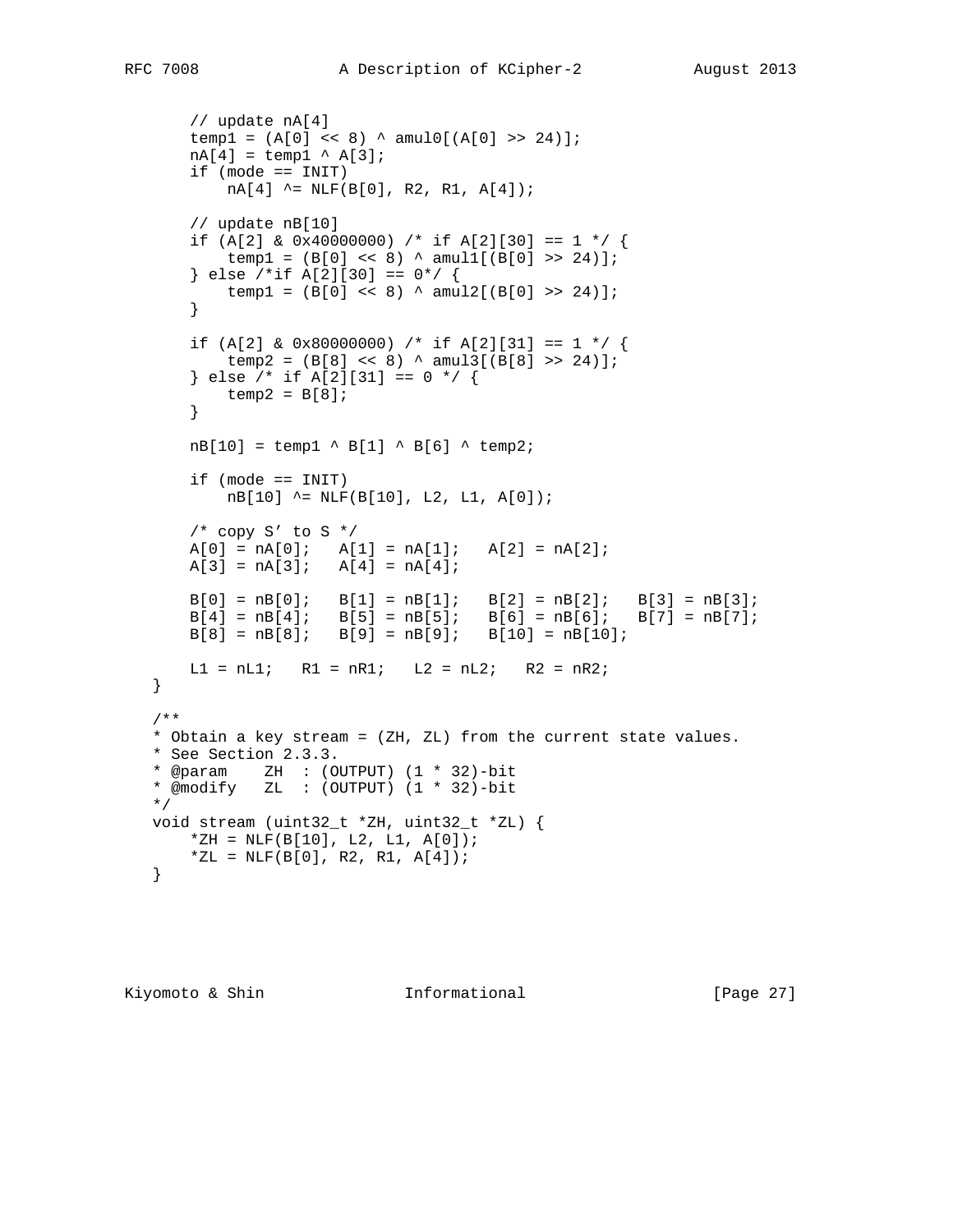```
    // update nA[4]
    temp1 = (A[0] << 8) ^ amul0[(A[0] >> 24)];
    nA[4] = temp1 ^ A[3];
    if (mode == INIT)
        nA[4] ^= NLF(B[0], R2, R1, A[4]);

    // update nB[10]
    if (A[2] & 0x40000000) /* if A[2][30] == 1 */ {
        temp1 = (B[0] << 8) ^ amul1[(B[0] >> 24)];
    } else /*if A[2][30] == 0*/ {
        temp1 = (B[0] << 8) ^ amul2[(B[0] >> 24)];
    }

    if (A[2] & 0x80000000) /* if A[2][31] == 1 */ {
        temp2 = (B[8] << 8) ^ amul3[(B[8] >> 24)];
    } else /* if A[2][31] == 0 */ {
        temp2 = B[8];
    }

    nB[10] = temp1 ^ B[1] ^ B[6] ^ temp2;

    if (mode == INIT)
        nB[10] ^= NLF(B[10], L2, L1, A[0]);

    /* copy S' to S */
    A[0] = nA[0];   A[1] = nA[1];   A[2] = nA[2];
    A[3] = nA[3];   A[4] = nA[4];

    B[0] = nB[0];   B[1] = nB[1];   B[2] = nB[2];   B[3] = nB[3];
    B[4] = nB[4];   B[5] = nB[5];   B[6] = nB[6];   B[7] = nB[7];
    B[8] = nB[8];   B[9] = nB[9];   B[10] = nB[10];

    L1 = nL1;   R1 = nR1;   L2 = nL2;   R2 = nR2;
}

/**
* Obtain a key stream = (ZH, ZL) from the current state values.
* See Section 2.3.3.
* @param    ZH  : (OUTPUT) (1 * 32)-bit
* @modify   ZL  : (OUTPUT) (1 * 32)-bit
*/
void stream (uint32_t *ZH, uint32_t *ZL) {
    *ZH = NLF(B[10], L2, L1, A[0]);
    *ZL = NLF(B[0], R2, R1, A[4]);
}
```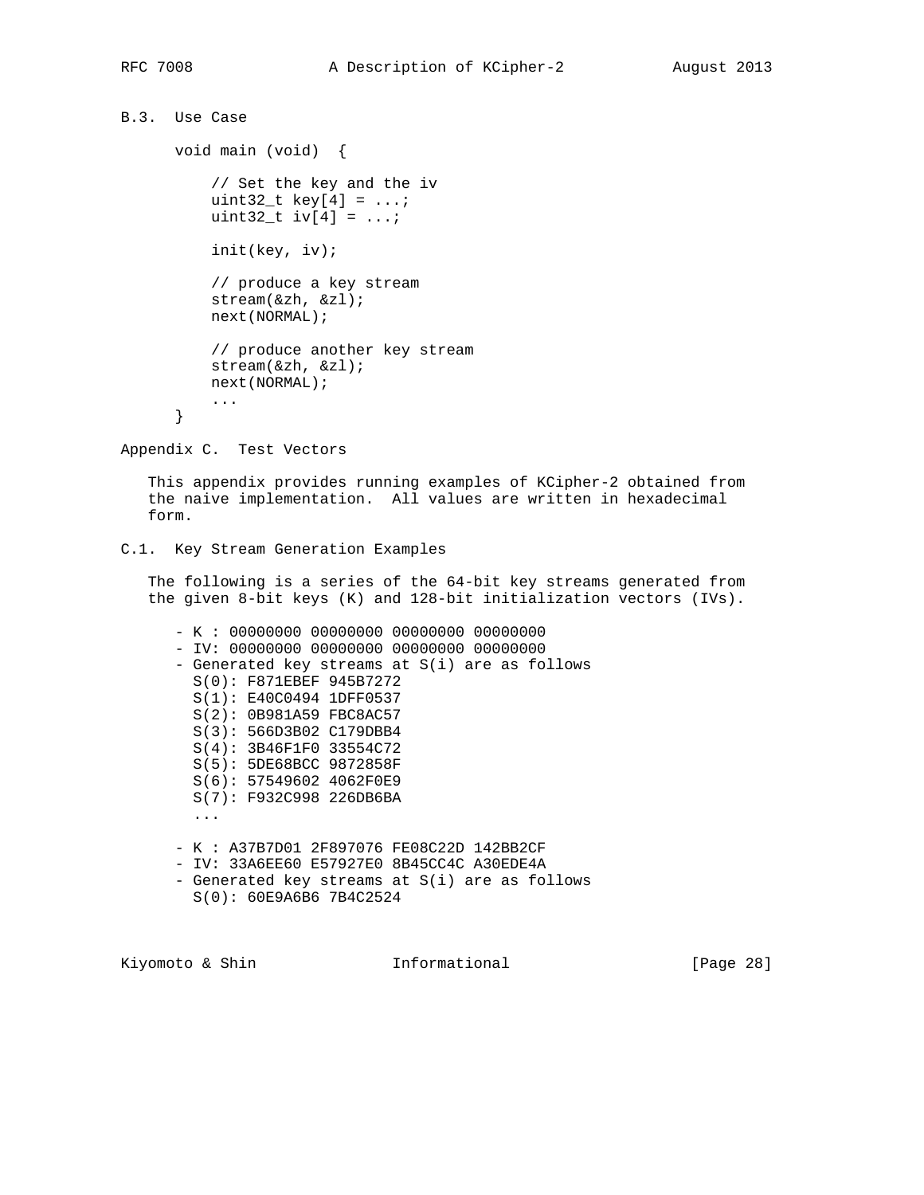### B.3. Use Case

```
void main (void)  {

    // Set the key and the iv
    uint32_t key[4] = ...;
    uint32_t iv[4] = ...;

    init(key, iv);

    // produce a key stream
    stream(&zh, &zl);
    next(NORMAL);

    // produce another key stream
    stream(&zh, &zl);
    next(NORMAL);
    ...
}
```

## Appendix C. Test Vectors

This appendix provides running examples of KCipher-2 obtained from the naive implementation. All values are written in hexadecimal form.

### C.1. Key Stream Generation Examples

The following is a series of the 64-bit key streams generated from the given 8-bit keys (K) and 128-bit initialization vectors (IVs).

```
- K : 00000000 00000000 00000000 00000000
- IV: 00000000 00000000 00000000 00000000
- Generated key streams at S(i) are as follows
  S(0): F871EBEF 945B7272
  S(1): E40C0494 1DFF0537
  S(2): 0B981A59 FBC8AC57
  S(3): 566D3B02 C179DBB4
  S(4): 3B46F1F0 33554C72
  S(5): 5DE68BCC 9872858F
  S(6): 57549602 4062F0E9
  S(7): F932C998 226DB6BA
  ...

- K : A37B7D01 2F897076 FE08C22D 142BB2CF
- IV: 33A6EE60 E57927E0 8B45CC4C A30EDE4A
- Generated key streams at S(i) are as follows
  S(0): 60E9A6B6 7B4C2524
```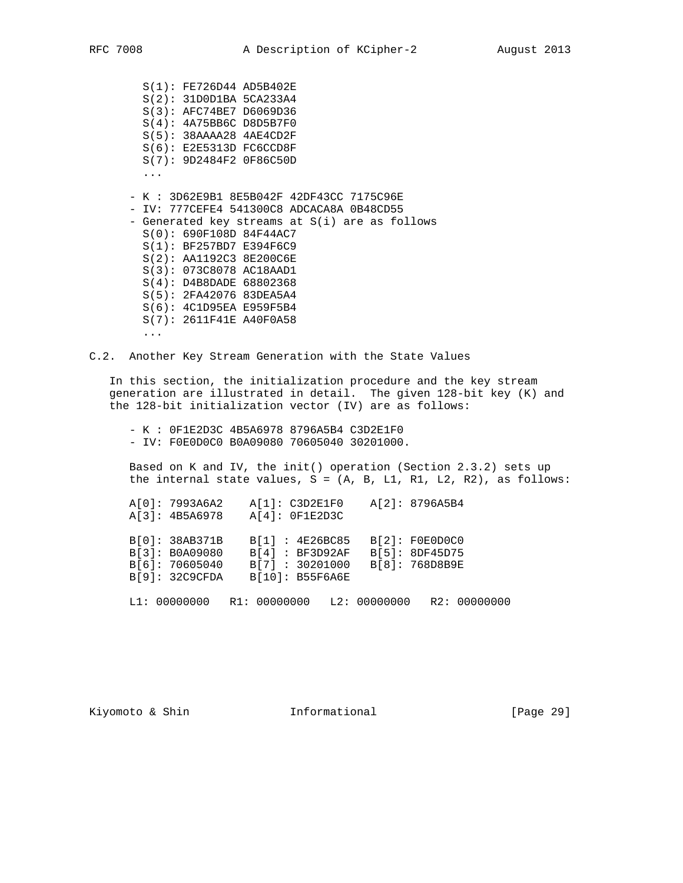```
  S(1): FE726D44 AD5B402E
  S(2): 31D0D1BA 5CA233A4
  S(3): AFC74BE7 D6069D36
  S(4): 4A75BB6C D8D5B7F0
  S(5): 38AAAA28 4AE4CD2F
  S(6): E2E5313D FC6CCD8F
  S(7): 9D2484F2 0F86C50D
  ...

- K : 3D62E9B1 8E5B042F 42DF43CC 7175C96E
- IV: 777CEFE4 541300C8 ADCACA8A 0B48CD55
- Generated key streams at S(i) are as follows
  S(0): 690F108D 84F44AC7
  S(1): BF257BD7 E394F6C9
  S(2): AA1192C3 8E200C6E
  S(3): 073C8078 AC18AAD1
  S(4): D4B8DADE 68802368
  S(5): 2FA42076 83DEA5A4
  S(6): 4C1D95EA E959F5B4
  S(7): 2611F41E A40F0A58
  ...
```

## C.2. Another Key Stream Generation with the State Values

In this section, the initialization procedure and the key stream generation are illustrated in detail. The given 128-bit key (K) and the 128-bit initialization vector (IV) are as follows:

```
- K : 0F1E2D3C 4B5A6978 8796A5B4 C3D2E1F0
- IV: F0E0D0C0 B0A09080 70605040 30201000.
```

Based on K and IV, the init() operation (Section 2.3.2) sets up the internal state values, S = (A, B, L1, R1, L2, R2), as follows:

```
A[0]: 7993A6A2    A[1]: C3D2E1F0    A[2]: 8796A5B4
A[3]: 4B5A6978    A[4]: 0F1E2D3C

B[0]: 38AB371B    B[1] : 4E26BC85   B[2]: F0E0D0C0
B[3]: B0A09080    B[4] : BF3D92AF   B[5]: 8DF45D75
B[6]: 70605040    B[7] : 30201000   B[8]: 768D8B9E
B[9]: 32C9CFDA    B[10]: B55F6A6E

L1: 00000000   R1: 00000000   L2: 00000000   R2: 00000000
```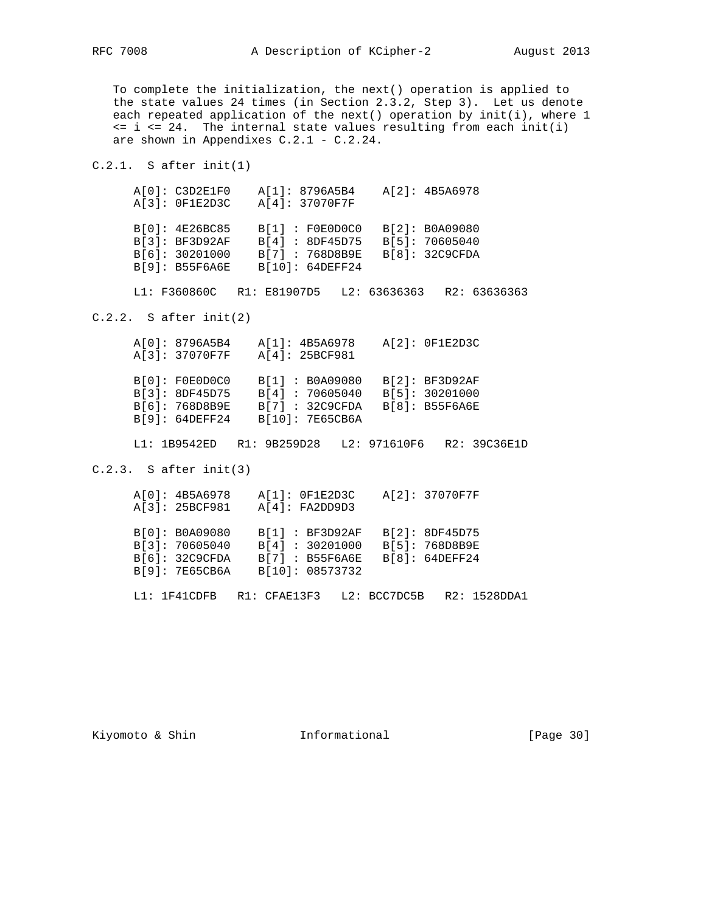To complete the initialization, the next() operation is applied to the state values 24 times (in Section 2.3.2, Step 3). Let us denote each repeated application of the next() operation by init(i), where 1 <= i <= 24. The internal state values resulting from each init(i) are shown in Appendixes C.2.1 - C.2.24.

### C.2.1. S after init(1)

```
A[0]: C3D2E1F0    A[1]: 8796A5B4    A[2]: 4B5A6978
A[3]: 0F1E2D3C    A[4]: 37070F7F

B[0]: 4E26BC85    B[1] : F0E0D0C0   B[2]: B0A09080
B[3]: BF3D92AF    B[4] : 8DF45D75   B[5]: 70605040
B[6]: 30201000    B[7] : 768D8B9E   B[8]: 32C9CFDA
B[9]: B55F6A6E    B[10]: 64DEFF24

L1: F360860C   R1: E81907D5   L2: 63636363   R2: 63636363
```

### C.2.2. S after init(2)

```
A[0]: 8796A5B4    A[1]: 4B5A6978    A[2]: 0F1E2D3C
A[3]: 37070F7F    A[4]: 25BCF981

B[0]: F0E0D0C0    B[1] : B0A09080   B[2]: BF3D92AF
B[3]: 8DF45D75    B[4] : 70605040   B[5]: 30201000
B[6]: 768D8B9E    B[7] : 32C9CFDA   B[8]: B55F6A6E
B[9]: 64DEFF24    B[10]: 7E65CB6A

L1: 1B9542ED   R1: 9B259D28   L2: 971610F6   R2: 39C36E1D
```

### C.2.3. S after init(3)

```
A[0]: 4B5A6978    A[1]: 0F1E2D3C    A[2]: 37070F7F
A[3]: 25BCF981    A[4]: FA2DD9D3

B[0]: B0A09080    B[1] : BF3D92AF   B[2]: 8DF45D75
B[3]: 70605040    B[4] : 30201000   B[5]: 768D8B9E
B[6]: 32C9CFDA    B[7] : B55F6A6E   B[8]: 64DEFF24
B[9]: 7E65CB6A    B[10]: 08573732

L1: 1F41CDFB   R1: CFAE13F3   L2: BCC7DC5B   R2: 1528DDA1
```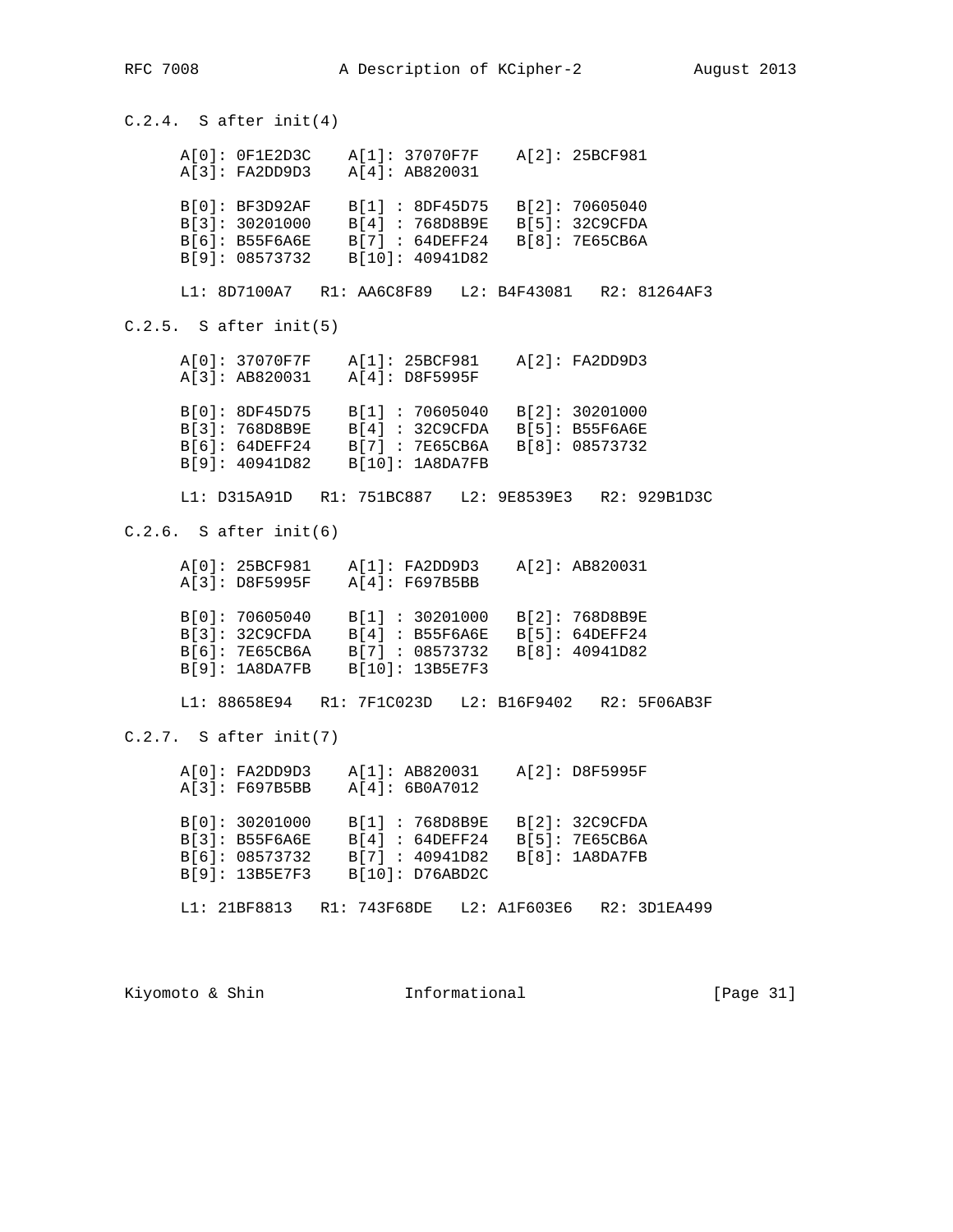### C.2.4. S after init(4)

```
A[0]: 0F1E2D3C    A[1]: 37070F7F    A[2]: 25BCF981
A[3]: FA2DD9D3    A[4]: AB820031

B[0]: BF3D92AF    B[1] : 8DF45D75   B[2]: 70605040
B[3]: 30201000    B[4] : 768D8B9E   B[5]: 32C9CFDA
B[6]: B55F6A6E    B[7] : 64DEFF24   B[8]: 7E65CB6A
B[9]: 08573732    B[10]: 40941D82

L1: 8D7100A7   R1: AA6C8F89   L2: B4F43081   R2: 81264AF3
```

### C.2.5. S after init(5)

```
A[0]: 37070F7F    A[1]: 25BCF981    A[2]: FA2DD9D3
A[3]: AB820031    A[4]: D8F5995F

B[0]: 8DF45D75    B[1] : 70605040   B[2]: 30201000
B[3]: 768D8B9E    B[4] : 32C9CFDA   B[5]: B55F6A6E
B[6]: 64DEFF24    B[7] : 7E65CB6A   B[8]: 08573732
B[9]: 40941D82    B[10]: 1A8DA7FB

L1: D315A91D   R1: 751BC887   L2: 9E8539E3   R2: 929B1D3C
```

### C.2.6. S after init(6)

```
A[0]: 25BCF981    A[1]: FA2DD9D3    A[2]: AB820031
A[3]: D8F5995F    A[4]: F697B5BB

B[0]: 70605040    B[1] : 30201000   B[2]: 768D8B9E
B[3]: 32C9CFDA    B[4] : B55F6A6E   B[5]: 64DEFF24
B[6]: 7E65CB6A    B[7] : 08573732   B[8]: 40941D82
B[9]: 1A8DA7FB    B[10]: 13B5E7F3

L1: 88658E94   R1: 7F1C023D   L2: B16F9402   R2: 5F06AB3F
```

### C.2.7. S after init(7)

```
A[0]: FA2DD9D3    A[1]: AB820031    A[2]: D8F5995F
A[3]: F697B5BB    A[4]: 6B0A7012

B[0]: 30201000    B[1] : 768D8B9E   B[2]: 32C9CFDA
B[3]: B55F6A6E    B[4] : 64DEFF24   B[5]: 7E65CB6A
B[6]: 08573732    B[7] : 40941D82   B[8]: 1A8DA7FB
B[9]: 13B5E7F3    B[10]: D76ABD2C

L1: 21BF8813   R1: 743F68DE   L2: A1F603E6   R2: 3D1EA499
```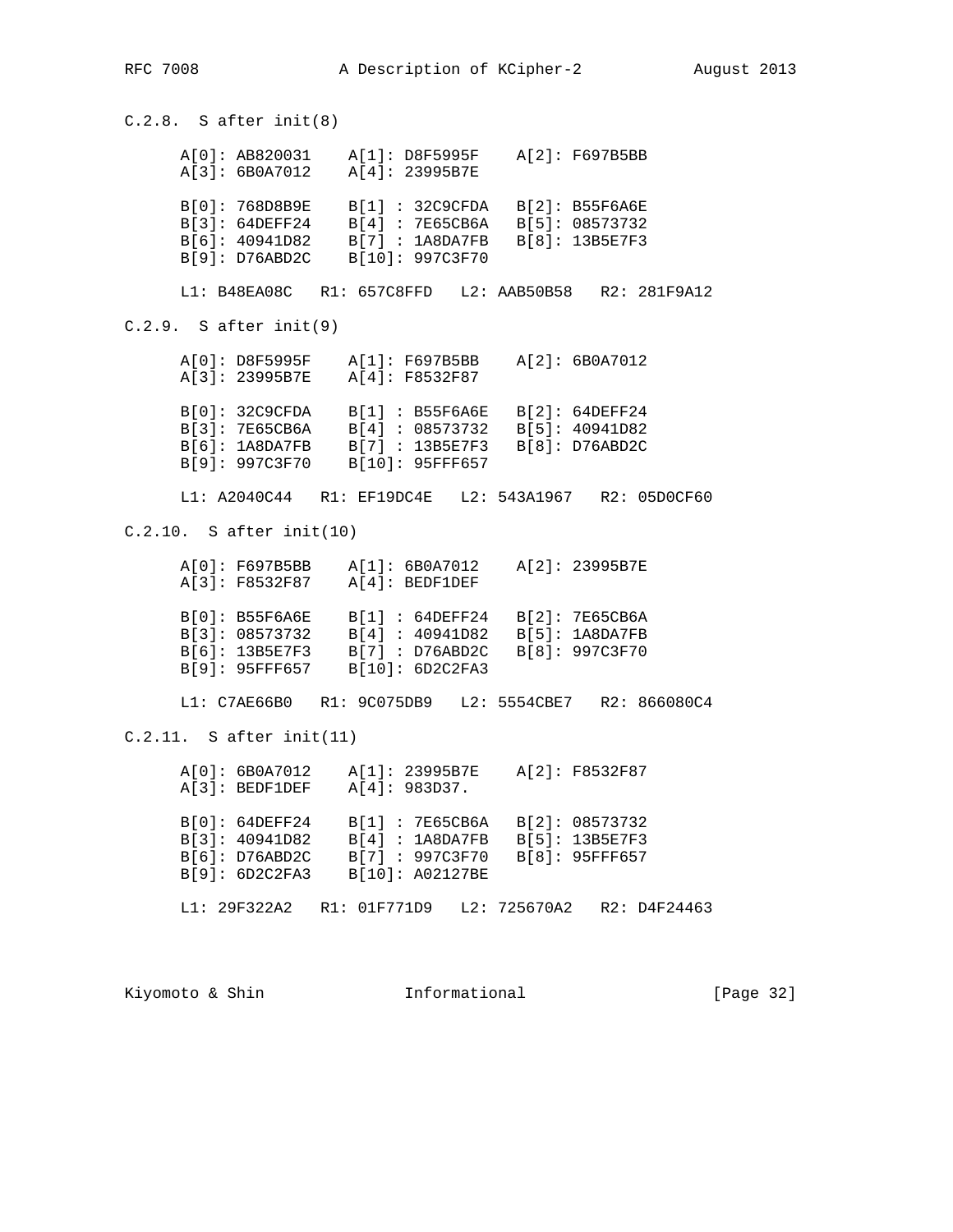### C.2.8. S after init(8)

```
A[0]: AB820031    A[1]: D8F5995F    A[2]: F697B5BB
A[3]: 6B0A7012    A[4]: 23995B7E

B[0]: 768D8B9E    B[1] : 32C9CFDA   B[2]: B55F6A6E
B[3]: 64DEFF24    B[4] : 7E65CB6A   B[5]: 08573732
B[6]: 40941D82    B[7] : 1A8DA7FB   B[8]: 13B5E7F3
B[9]: D76ABD2C    B[10]: 997C3F70

L1: B48EA08C   R1: 657C8FFD   L2: AAB50B58   R2: 281F9A12
```

### C.2.9. S after init(9)

```
A[0]: D8F5995F    A[1]: F697B5BB    A[2]: 6B0A7012
A[3]: 23995B7E    A[4]: F8532F87

B[0]: 32C9CFDA    B[1] : B55F6A6E   B[2]: 64DEFF24
B[3]: 7E65CB6A    B[4] : 08573732   B[5]: 40941D82
B[6]: 1A8DA7FB    B[7] : 13B5E7F3   B[8]: D76ABD2C
B[9]: 997C3F70    B[10]: 95FFF657

L1: A2040C44   R1: EF19DC4E   L2: 543A1967   R2: 05D0CF60
```

### C.2.10. S after init(10)

```
A[0]: F697B5BB    A[1]: 6B0A7012    A[2]: 23995B7E
A[3]: F8532F87    A[4]: BEDF1DEF

B[0]: B55F6A6E    B[1] : 64DEFF24   B[2]: 7E65CB6A
B[3]: 08573732    B[4] : 40941D82   B[5]: 1A8DA7FB
B[6]: 13B5E7F3    B[7] : D76ABD2C   B[8]: 997C3F70
B[9]: 95FFF657    B[10]: 6D2C2FA3

L1: C7AE66B0   R1: 9C075DB9   L2: 5554CBE7   R2: 866080C4
```

### C.2.11. S after init(11)

```
A[0]: 6B0A7012    A[1]: 23995B7E    A[2]: F8532F87
A[3]: BEDF1DEF    A[4]: 983D37.

B[0]: 64DEFF24    B[1] : 7E65CB6A   B[2]: 08573732
B[3]: 40941D82    B[4] : 1A8DA7FB   B[5]: 13B5E7F3
B[6]: D76ABD2C    B[7] : 997C3F70   B[8]: 95FFF657
B[9]: 6D2C2FA3    B[10]: A02127BE

L1: 29F322A2   R1: 01F771D9   L2: 725670A2   R2: D4F24463
```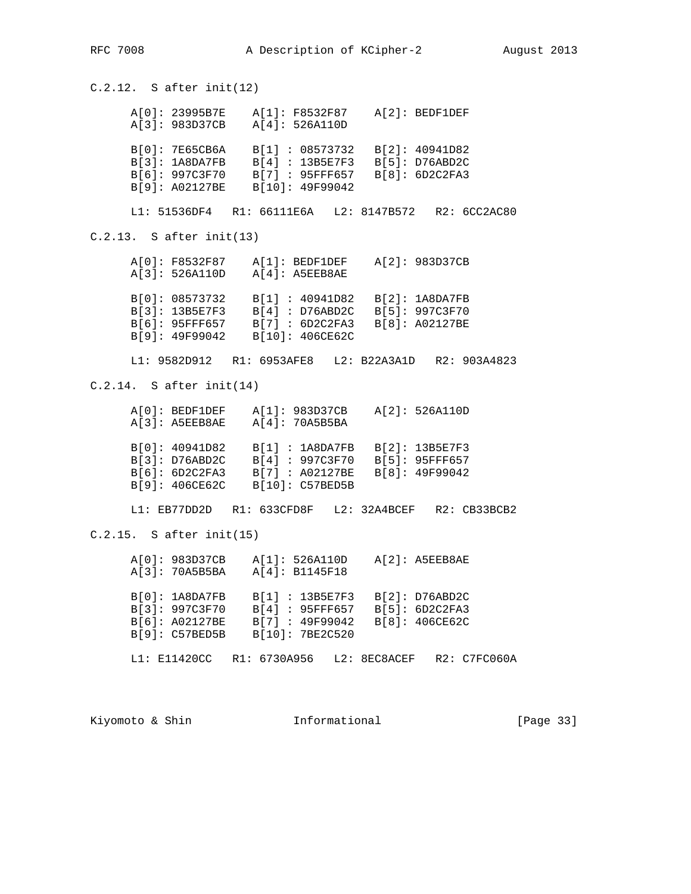### C.2.12. S after init(12)

```
A[0]: 23995B7E    A[1]: F8532F87    A[2]: BEDF1DEF
A[3]: 983D37CB    A[4]: 526A110D

B[0]: 7E65CB6A    B[1] : 08573732   B[2]: 40941D82
B[3]: 1A8DA7FB    B[4] : 13B5E7F3   B[5]: D76ABD2C
B[6]: 997C3F70    B[7] : 95FFF657   B[8]: 6D2C2FA3
B[9]: A02127BE    B[10]: 49F99042

L1: 51536DF4   R1: 66111E6A   L2: 8147B572   R2: 6CC2AC80
```

### C.2.13. S after init(13)

```
A[0]: F8532F87    A[1]: BEDF1DEF    A[2]: 983D37CB
A[3]: 526A110D    A[4]: A5EEB8AE

B[0]: 08573732    B[1] : 40941D82   B[2]: 1A8DA7FB
B[3]: 13B5E7F3    B[4] : D76ABD2C   B[5]: 997C3F70
B[6]: 95FFF657    B[7] : 6D2C2FA3   B[8]: A02127BE
B[9]: 49F99042    B[10]: 406CE62C

L1: 9582D912   R1: 6953AFE8   L2: B22A3A1D   R2: 903A4823
```

### C.2.14. S after init(14)

```
A[0]: BEDF1DEF    A[1]: 983D37CB    A[2]: 526A110D
A[3]: A5EEB8AE    A[4]: 70A5B5BA

B[0]: 40941D82    B[1] : 1A8DA7FB   B[2]: 13B5E7F3
B[3]: D76ABD2C    B[4] : 997C3F70   B[5]: 95FFF657
B[6]: 6D2C2FA3    B[7] : A02127BE   B[8]: 49F99042
B[9]: 406CE62C    B[10]: C57BED5B

L1: EB77DD2D   R1: 633CFD8F   L2: 32A4BCEF   R2: CB33BCB2
```

### C.2.15. S after init(15)

```
A[0]: 983D37CB    A[1]: 526A110D    A[2]: A5EEB8AE
A[3]: 70A5B5BA    A[4]: B1145F18

B[0]: 1A8DA7FB    B[1] : 13B5E7F3   B[2]: D76ABD2C
B[3]: 997C3F70    B[4] : 95FFF657   B[5]: 6D2C2FA3
B[6]: A02127BE    B[7] : 49F99042   B[8]: 406CE62C
B[9]: C57BED5B    B[10]: 7BE2C520

L1: E11420CC   R1: 6730A956   L2: 8EC8ACEF   R2: C7FC060A
```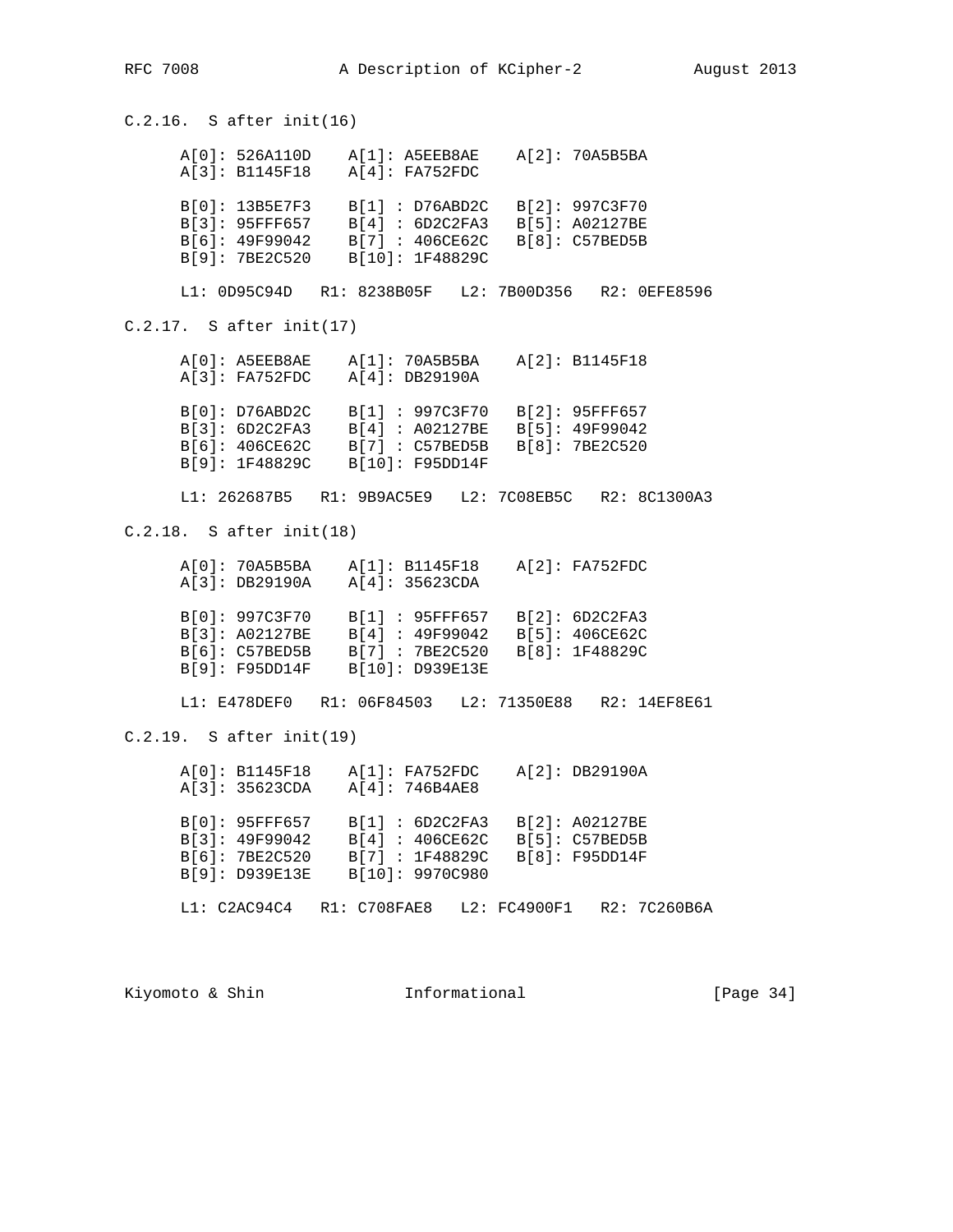### C.2.16. S after init(16)

```
A[0]: 526A110D    A[1]: A5EEB8AE    A[2]: 70A5B5BA
A[3]: B1145F18    A[4]: FA752FDC

B[0]: 13B5E7F3    B[1] : D76ABD2C   B[2]: 997C3F70
B[3]: 95FFF657    B[4] : 6D2C2FA3   B[5]: A02127BE
B[6]: 49F99042    B[7] : 406CE62C   B[8]: C57BED5B
B[9]: 7BE2C520    B[10]: 1F48829C

L1: 0D95C94D   R1: 8238B05F   L2: 7B00D356   R2: 0EFE8596
```

### C.2.17. S after init(17)

```
A[0]: A5EEB8AE    A[1]: 70A5B5BA    A[2]: B1145F18
A[3]: FA752FDC    A[4]: DB29190A

B[0]: D76ABD2C    B[1] : 997C3F70   B[2]: 95FFF657
B[3]: 6D2C2FA3    B[4] : A02127BE   B[5]: 49F99042
B[6]: 406CE62C    B[7] : C57BED5B   B[8]: 7BE2C520
B[9]: 1F48829C    B[10]: F95DD14F

L1: 262687B5   R1: 9B9AC5E9   L2: 7C08EB5C   R2: 8C1300A3
```

### C.2.18. S after init(18)

```
A[0]: 70A5B5BA    A[1]: B1145F18    A[2]: FA752FDC
A[3]: DB29190A    A[4]: 35623CDA

B[0]: 997C3F70    B[1] : 95FFF657   B[2]: 6D2C2FA3
B[3]: A02127BE    B[4] : 49F99042   B[5]: 406CE62C
B[6]: C57BED5B    B[7] : 7BE2C520   B[8]: 1F48829C
B[9]: F95DD14F    B[10]: D939E13E

L1: E478DEF0   R1: 06F84503   L2: 71350E88   R2: 14EF8E61
```

### C.2.19. S after init(19)

```
A[0]: B1145F18    A[1]: FA752FDC    A[2]: DB29190A
A[3]: 35623CDA    A[4]: 746B4AE8

B[0]: 95FFF657    B[1] : 6D2C2FA3   B[2]: A02127BE
B[3]: 49F99042    B[4] : 406CE62C   B[5]: C57BED5B
B[6]: 7BE2C520    B[7] : 1F48829C   B[8]: F95DD14F
B[9]: D939E13E    B[10]: 9970C980

L1: C2AC94C4   R1: C708FAE8   L2: FC4900F1   R2: 7C260B6A
```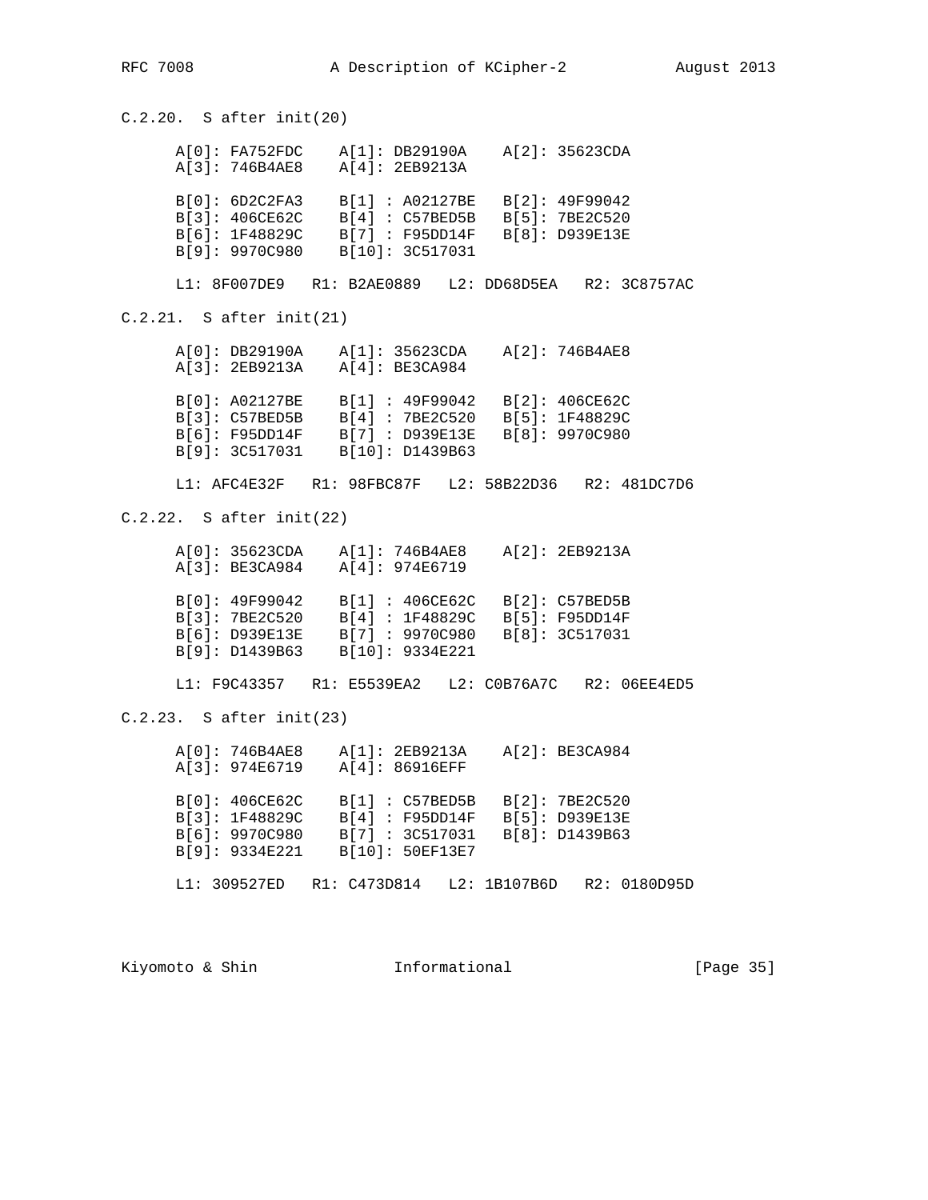### C.2.20. S after init(20)

```
A[0]: FA752FDC    A[1]: DB29190A    A[2]: 35623CDA
A[3]: 746B4AE8    A[4]: 2EB9213A

B[0]: 6D2C2FA3    B[1] : A02127BE   B[2]: 49F99042
B[3]: 406CE62C    B[4] : C57BED5B   B[5]: 7BE2C520
B[6]: 1F48829C    B[7] : F95DD14F   B[8]: D939E13E
B[9]: 9970C980    B[10]: 3C517031

L1: 8F007DE9   R1: B2AE0889   L2: DD68D5EA   R2: 3C8757AC
```

### C.2.21. S after init(21)

```
A[0]: DB29190A    A[1]: 35623CDA    A[2]: 746B4AE8
A[3]: 2EB9213A    A[4]: BE3CA984

B[0]: A02127BE    B[1] : 49F99042   B[2]: 406CE62C
B[3]: C57BED5B    B[4] : 7BE2C520   B[5]: 1F48829C
B[6]: F95DD14F    B[7] : D939E13E   B[8]: 9970C980
B[9]: 3C517031    B[10]: D1439B63

L1: AFC4E32F   R1: 98FBC87F   L2: 58B22D36   R2: 481DC7D6
```

### C.2.22. S after init(22)

```
A[0]: 35623CDA    A[1]: 746B4AE8    A[2]: 2EB9213A
A[3]: BE3CA984    A[4]: 974E6719

B[0]: 49F99042    B[1] : 406CE62C   B[2]: C57BED5B
B[3]: 7BE2C520    B[4] : 1F48829C   B[5]: F95DD14F
B[6]: D939E13E    B[7] : 9970C980   B[8]: 3C517031
B[9]: D1439B63    B[10]: 9334E221

L1: F9C43357   R1: E5539EA2   L2: C0B76A7C   R2: 06EE4ED5
```

### C.2.23. S after init(23)

```
A[0]: 746B4AE8    A[1]: 2EB9213A    A[2]: BE3CA984
A[3]: 974E6719    A[4]: 86916EFF

B[0]: 406CE62C    B[1] : C57BED5B   B[2]: 7BE2C520
B[3]: 1F48829C    B[4] : F95DD14F   B[5]: D939E13E
B[6]: 9970C980    B[7] : 3C517031   B[8]: D1439B63
B[9]: 9334E221    B[10]: 50EF13E7

L1: 309527ED   R1: C473D814   L2: 1B107B6D   R2: 0180D95D
```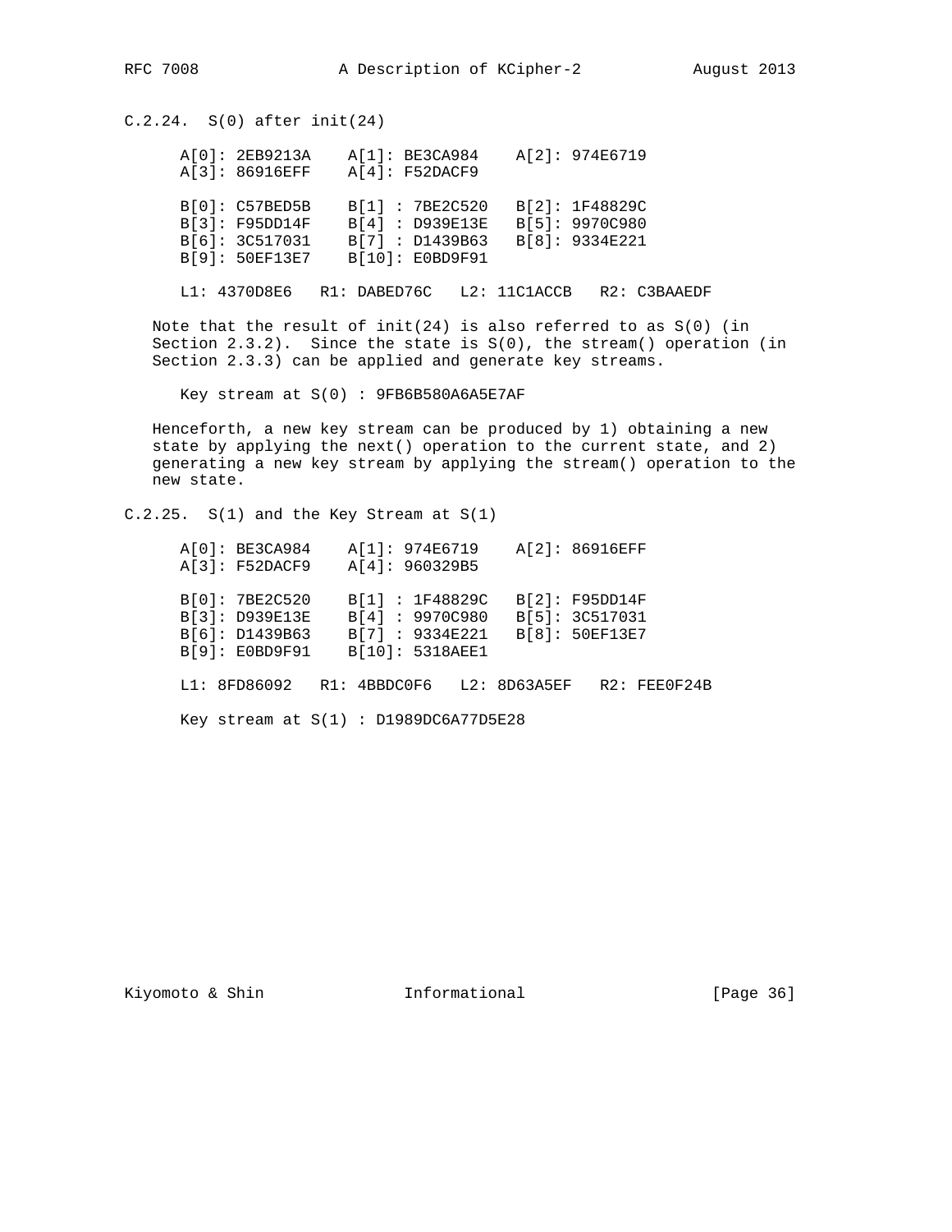### C.2.24. S(0) after init(24)

```
A[0]: 2EB9213A    A[1]: BE3CA984    A[2]: 974E6719
A[3]: 86916EFF    A[4]: F52DACF9

B[0]: C57BED5B    B[1] : 7BE2C520   B[2]: 1F48829C
B[3]: F95DD14F    B[4] : D939E13E   B[5]: 9970C980
B[6]: 3C517031    B[7] : D1439B63   B[8]: 9334E221
B[9]: 50EF13E7    B[10]: E0BD9F91

L1: 4370D8E6   R1: DABED76C   L2: 11C1ACCB   R2: C3BAAEDF
```

Note that the result of init(24) is also referred to as S(0) (in Section 2.3.2). Since the state is S(0), the stream() operation (in Section 2.3.3) can be applied and generate key streams.

```
Key stream at S(0) : 9FB6B580A6A5E7AF
```

Henceforth, a new key stream can be produced by 1) obtaining a new state by applying the next() operation to the current state, and 2) generating a new key stream by applying the stream() operation to the new state.

### C.2.25. S(1) and the Key Stream at S(1)

```
A[0]: BE3CA984    A[1]: 974E6719    A[2]: 86916EFF
A[3]: F52DACF9    A[4]: 960329B5

B[0]: 7BE2C520    B[1] : 1F48829C   B[2]: F95DD14F
B[3]: D939E13E    B[4] : 9970C980   B[5]: 3C517031
B[6]: D1439B63    B[7] : 9334E221   B[8]: 50EF13E7
B[9]: E0BD9F91    B[10]: 5318AEE1

L1: 8FD86092   R1: 4BBDC0F6   L2: 8D63A5EF   R2: FEE0F24B

Key stream at S(1) : D1989DC6A77D5E28
```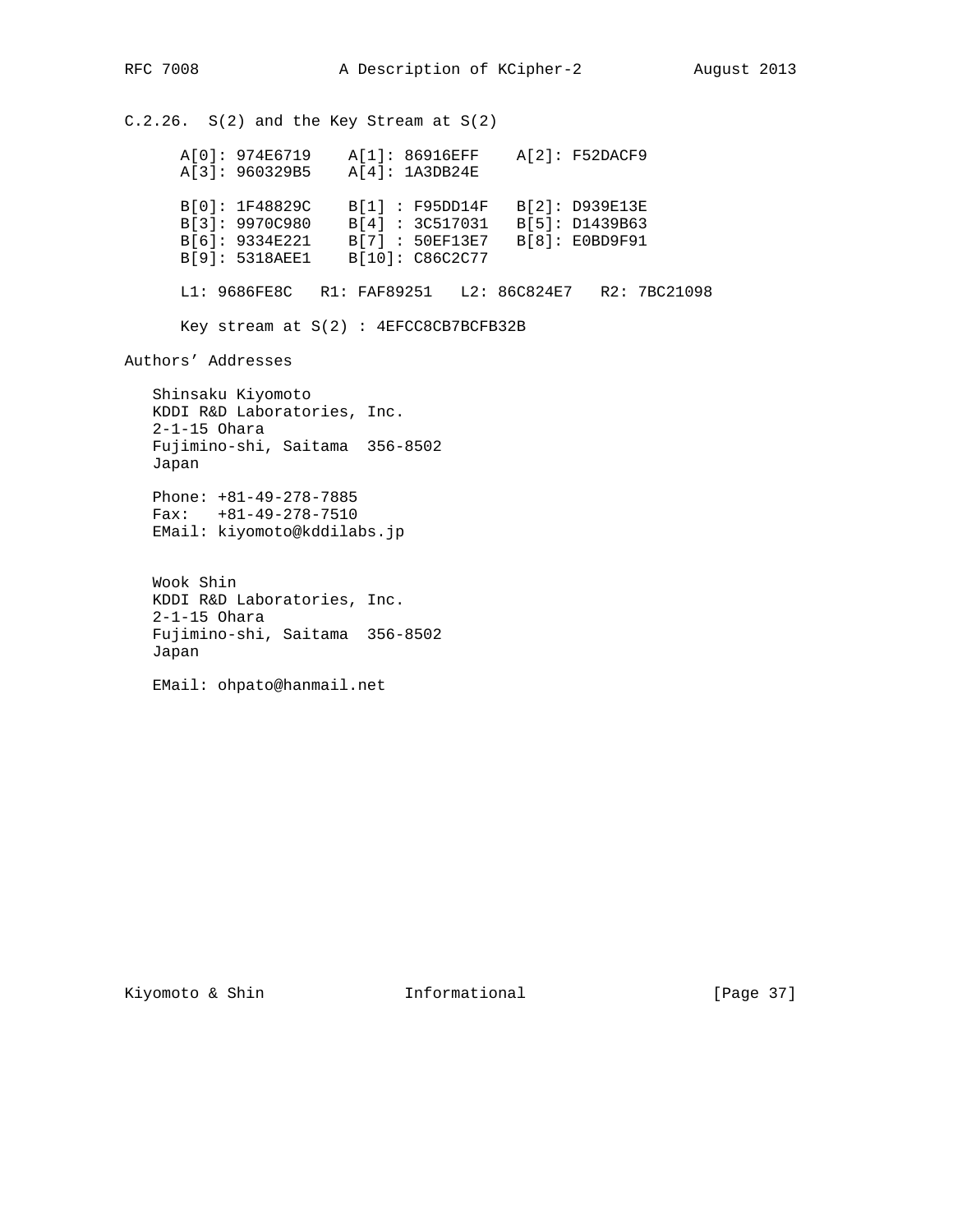### C.2.26. S(2) and the Key Stream at S(2)

```
A[0]: 974E6719    A[1]: 86916EFF    A[2]: F52DACF9
A[3]: 960329B5    A[4]: 1A3DB24E

B[0]: 1F48829C    B[1] : F95DD14F   B[2]: D939E13E
B[3]: 9970C980    B[4] : 3C517031   B[5]: D1439B63
B[6]: 9334E221    B[7] : 50EF13E7   B[8]: E0BD9F91
B[9]: 5318AEE1    B[10]: C86C2C77

L1: 9686FE8C   R1: FAF89251   L2: 86C824E7   R2: 7BC21098

Key stream at S(2) : 4EFCC8CB7BCFB32B
```

## Authors' Addresses

Shinsaku Kiyomoto
KDDI R&D Laboratories, Inc.
2-1-15 Ohara
Fujimino-shi, Saitama 356-8502
Japan

Phone: +81-49-278-7885
Fax: +81-49-278-7510
EMail: kiyomoto@kddilabs.jp

Wook Shin
KDDI R&D Laboratories, Inc.
2-1-15 Ohara
Fujimino-shi, Saitama 356-8502
Japan

EMail: ohpato@hanmail.net